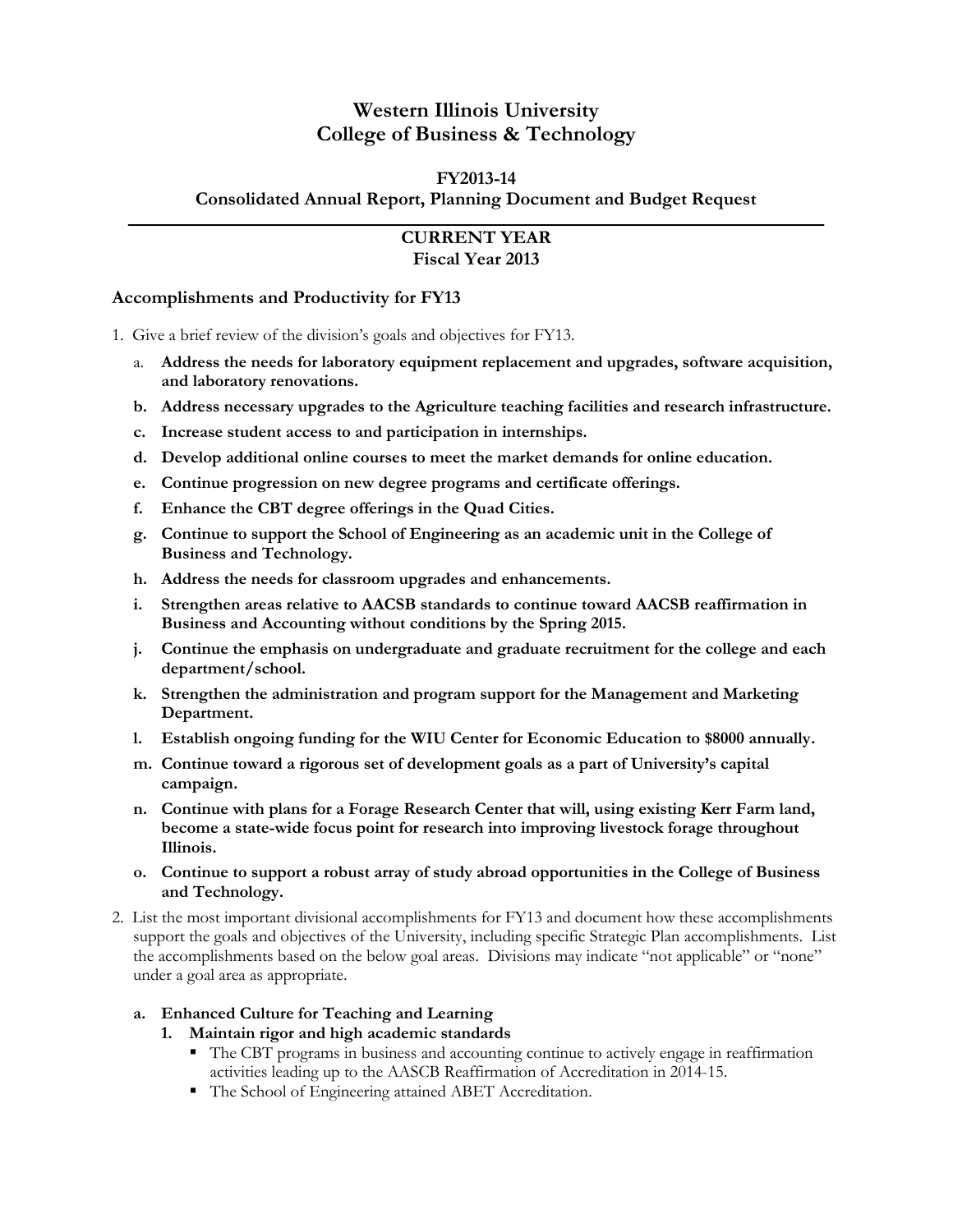# Western Illinois University
# College of Business & Technology

## FY2013-14
## Consolidated Annual Report, Planning Document and Budget Request

---

## CURRENT YEAR
## Fiscal Year 2013

### Accomplishments and Productivity for FY13

1. Give a brief review of the division's goals and objectives for FY13.
   a. **Address the needs for laboratory equipment replacement and upgrades, software acquisition, and laboratory renovations.**
   b. **Address necessary upgrades to the Agriculture teaching facilities and research infrastructure.**
   c. **Increase student access to and participation in internships.**
   d. **Develop additional online courses to meet the market demands for online education.**
   e. **Continue progression on new degree programs and certificate offerings.**
   f. **Enhance the CBT degree offerings in the Quad Cities.**
   g. **Continue to support the School of Engineering as an academic unit in the College of Business and Technology.**
   h. **Address the needs for classroom upgrades and enhancements.**
   i. **Strengthen areas relative to AACSB standards to continue toward AACSB reaffirmation in Business and Accounting without conditions by the Spring 2015.**
   j. **Continue the emphasis on undergraduate and graduate recruitment for the college and each department/school.**
   k. **Strengthen the administration and program support for the Management and Marketing Department.**
   l. **Establish ongoing funding for the WIU Center for Economic Education to $8000 annually.**
   m. **Continue toward a rigorous set of development goals as a part of University's capital campaign.**
   n. **Continue with plans for a Forage Research Center that will, using existing Kerr Farm land, become a state-wide focus point for research into improving livestock forage throughout Illinois.**
   o. **Continue to support a robust array of study abroad opportunities in the College of Business and Technology.**

2. List the most important divisional accomplishments for FY13 and document how these accomplishments support the goals and objectives of the University, including specific Strategic Plan accomplishments. List the accomplishments based on the below goal areas. Divisions may indicate "not applicable" or "none" under a goal area as appropriate.

   a. **Enhanced Culture for Teaching and Learning**
      1. **Maintain rigor and high academic standards**
         - The CBT programs in business and accounting continue to actively engage in reaffirmation activities leading up to the AASCB Reaffirmation of Accreditation in 2014-15.
         - The School of Engineering attained ABET Accreditation.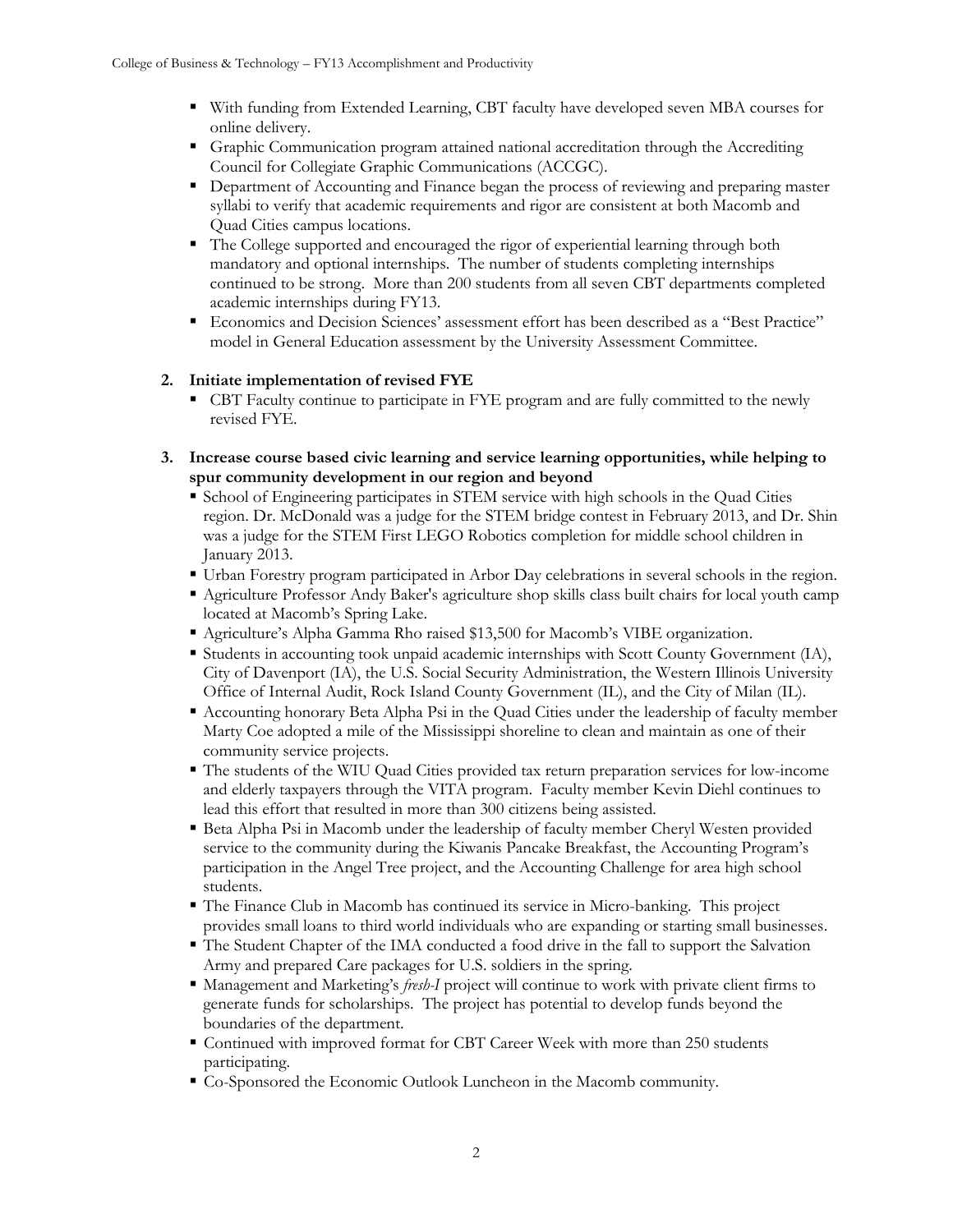- With funding from Extended Learning, CBT faculty have developed seven MBA courses for online delivery.
- Graphic Communication program attained national accreditation through the Accrediting Council for Collegiate Graphic Communications (ACCGC).
- Department of Accounting and Finance began the process of reviewing and preparing master syllabi to verify that academic requirements and rigor are consistent at both Macomb and Quad Cities campus locations.
- The College supported and encouraged the rigor of experiential learning through both mandatory and optional internships. The number of students completing internships continued to be strong. More than 200 students from all seven CBT departments completed academic internships during FY13.
- Economics and Decision Sciences' assessment effort has been described as a "Best Practice" model in General Education assessment by the University Assessment Committee.

**2. Initiate implementation of revised FYE**

- CBT Faculty continue to participate in FYE program and are fully committed to the newly revised FYE.

**3. Increase course based civic learning and service learning opportunities, while helping to spur community development in our region and beyond**

- School of Engineering participates in STEM service with high schools in the Quad Cities region. Dr. McDonald was a judge for the STEM bridge contest in February 2013, and Dr. Shin was a judge for the STEM First LEGO Robotics completion for middle school children in January 2013.
- Urban Forestry program participated in Arbor Day celebrations in several schools in the region.
- Agriculture Professor Andy Baker's agriculture shop skills class built chairs for local youth camp located at Macomb's Spring Lake.
- Agriculture's Alpha Gamma Rho raised $13,500 for Macomb's VIBE organization.
- Students in accounting took unpaid academic internships with Scott County Government (IA), City of Davenport (IA), the U.S. Social Security Administration, the Western Illinois University Office of Internal Audit, Rock Island County Government (IL), and the City of Milan (IL).
- Accounting honorary Beta Alpha Psi in the Quad Cities under the leadership of faculty member Marty Coe adopted a mile of the Mississippi shoreline to clean and maintain as one of their community service projects.
- The students of the WIU Quad Cities provided tax return preparation services for low-income and elderly taxpayers through the VITA program. Faculty member Kevin Diehl continues to lead this effort that resulted in more than 300 citizens being assisted.
- Beta Alpha Psi in Macomb under the leadership of faculty member Cheryl Westen provided service to the community during the Kiwanis Pancake Breakfast, the Accounting Program's participation in the Angel Tree project, and the Accounting Challenge for area high school students.
- The Finance Club in Macomb has continued its service in Micro-banking. This project provides small loans to third world individuals who are expanding or starting small businesses.
- The Student Chapter of the IMA conducted a food drive in the fall to support the Salvation Army and prepared Care packages for U.S. soldiers in the spring.
- Management and Marketing's *fresh-I* project will continue to work with private client firms to generate funds for scholarships. The project has potential to develop funds beyond the boundaries of the department.
- Continued with improved format for CBT Career Week with more than 250 students participating.
- Co-Sponsored the Economic Outlook Luncheon in the Macomb community.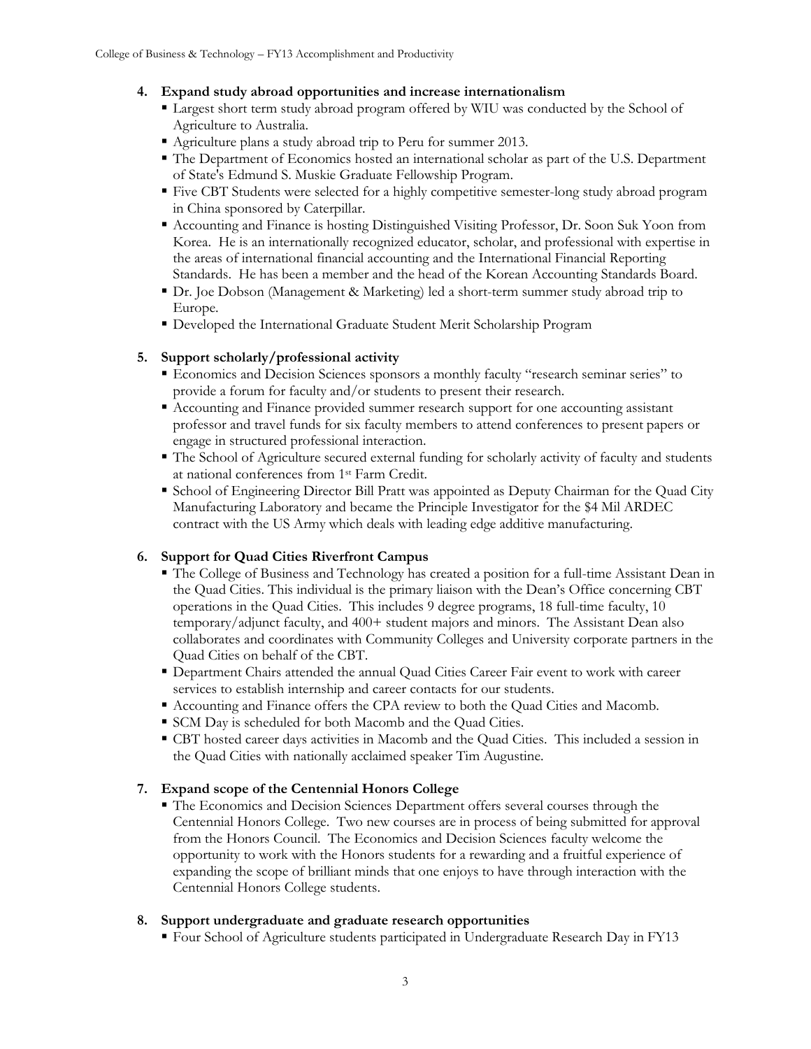4. **Expand study abroad opportunities and increase internationalism**
   - Largest short term study abroad program offered by WIU was conducted by the School of Agriculture to Australia.
   - Agriculture plans a study abroad trip to Peru for summer 2013.
   - The Department of Economics hosted an international scholar as part of the U.S. Department of State's Edmund S. Muskie Graduate Fellowship Program.
   - Five CBT Students were selected for a highly competitive semester-long study abroad program in China sponsored by Caterpillar.
   - Accounting and Finance is hosting Distinguished Visiting Professor, Dr. Soon Suk Yoon from Korea. He is an internationally recognized educator, scholar, and professional with expertise in the areas of international financial accounting and the International Financial Reporting Standards. He has been a member and the head of the Korean Accounting Standards Board.
   - Dr. Joe Dobson (Management & Marketing) led a short-term summer study abroad trip to Europe.
   - Developed the International Graduate Student Merit Scholarship Program

5. **Support scholarly/professional activity**
   - Economics and Decision Sciences sponsors a monthly faculty "research seminar series" to provide a forum for faculty and/or students to present their research.
   - Accounting and Finance provided summer research support for one accounting assistant professor and travel funds for six faculty members to attend conferences to present papers or engage in structured professional interaction.
   - The School of Agriculture secured external funding for scholarly activity of faculty and students at national conferences from 1st Farm Credit.
   - School of Engineering Director Bill Pratt was appointed as Deputy Chairman for the Quad City Manufacturing Laboratory and became the Principle Investigator for the $4 Mil ARDEC contract with the US Army which deals with leading edge additive manufacturing.

6. **Support for Quad Cities Riverfront Campus**
   - The College of Business and Technology has created a position for a full-time Assistant Dean in the Quad Cities. This individual is the primary liaison with the Dean's Office concerning CBT operations in the Quad Cities. This includes 9 degree programs, 18 full-time faculty, 10 temporary/adjunct faculty, and 400+ student majors and minors. The Assistant Dean also collaborates and coordinates with Community Colleges and University corporate partners in the Quad Cities on behalf of the CBT.
   - Department Chairs attended the annual Quad Cities Career Fair event to work with career services to establish internship and career contacts for our students.
   - Accounting and Finance offers the CPA review to both the Quad Cities and Macomb.
   - SCM Day is scheduled for both Macomb and the Quad Cities.
   - CBT hosted career days activities in Macomb and the Quad Cities. This included a session in the Quad Cities with nationally acclaimed speaker Tim Augustine.

7. **Expand scope of the Centennial Honors College**
   - The Economics and Decision Sciences Department offers several courses through the Centennial Honors College. Two new courses are in process of being submitted for approval from the Honors Council. The Economics and Decision Sciences faculty welcome the opportunity to work with the Honors students for a rewarding and a fruitful experience of expanding the scope of brilliant minds that one enjoys to have through interaction with the Centennial Honors College students.

8. **Support undergraduate and graduate research opportunities**
   - Four School of Agriculture students participated in Undergraduate Research Day in FY13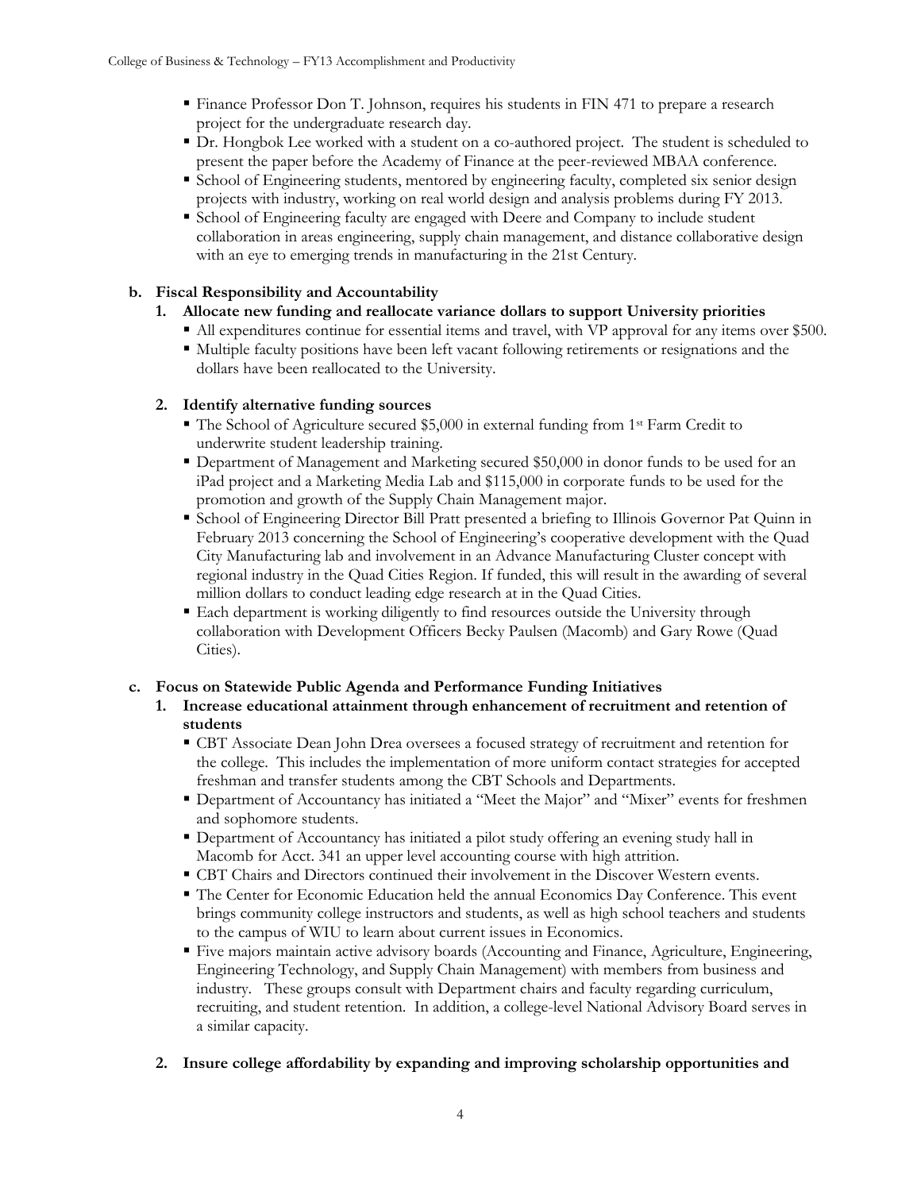- Finance Professor Don T. Johnson, requires his students in FIN 471 to prepare a research project for the undergraduate research day.
- Dr. Hongbok Lee worked with a student on a co-authored project. The student is scheduled to present the paper before the Academy of Finance at the peer-reviewed MBAA conference.
- School of Engineering students, mentored by engineering faculty, completed six senior design projects with industry, working on real world design and analysis problems during FY 2013.
- School of Engineering faculty are engaged with Deere and Company to include student collaboration in areas engineering, supply chain management, and distance collaborative design with an eye to emerging trends in manufacturing in the 21st Century.

**b. Fiscal Responsibility and Accountability**

**1. Allocate new funding and reallocate variance dollars to support University priorities**

- All expenditures continue for essential items and travel, with VP approval for any items over $500.
- Multiple faculty positions have been left vacant following retirements or resignations and the dollars have been reallocated to the University.

**2. Identify alternative funding sources**

- The School of Agriculture secured $5,000 in external funding from 1st Farm Credit to underwrite student leadership training.
- Department of Management and Marketing secured $50,000 in donor funds to be used for an iPad project and a Marketing Media Lab and $115,000 in corporate funds to be used for the promotion and growth of the Supply Chain Management major.
- School of Engineering Director Bill Pratt presented a briefing to Illinois Governor Pat Quinn in February 2013 concerning the School of Engineering's cooperative development with the Quad City Manufacturing lab and involvement in an Advance Manufacturing Cluster concept with regional industry in the Quad Cities Region. If funded, this will result in the awarding of several million dollars to conduct leading edge research at in the Quad Cities.
- Each department is working diligently to find resources outside the University through collaboration with Development Officers Becky Paulsen (Macomb) and Gary Rowe (Quad Cities).

**c. Focus on Statewide Public Agenda and Performance Funding Initiatives**

**1. Increase educational attainment through enhancement of recruitment and retention of students**

- CBT Associate Dean John Drea oversees a focused strategy of recruitment and retention for the college. This includes the implementation of more uniform contact strategies for accepted freshman and transfer students among the CBT Schools and Departments.
- Department of Accountancy has initiated a "Meet the Major" and "Mixer" events for freshmen and sophomore students.
- Department of Accountancy has initiated a pilot study offering an evening study hall in Macomb for Acct. 341 an upper level accounting course with high attrition.
- CBT Chairs and Directors continued their involvement in the Discover Western events.
- The Center for Economic Education held the annual Economics Day Conference. This event brings community college instructors and students, as well as high school teachers and students to the campus of WIU to learn about current issues in Economics.
- Five majors maintain active advisory boards (Accounting and Finance, Agriculture, Engineering, Engineering Technology, and Supply Chain Management) with members from business and industry. These groups consult with Department chairs and faculty regarding curriculum, recruiting, and student retention. In addition, a college-level National Advisory Board serves in a similar capacity.

**2. Insure college affordability by expanding and improving scholarship opportunities and**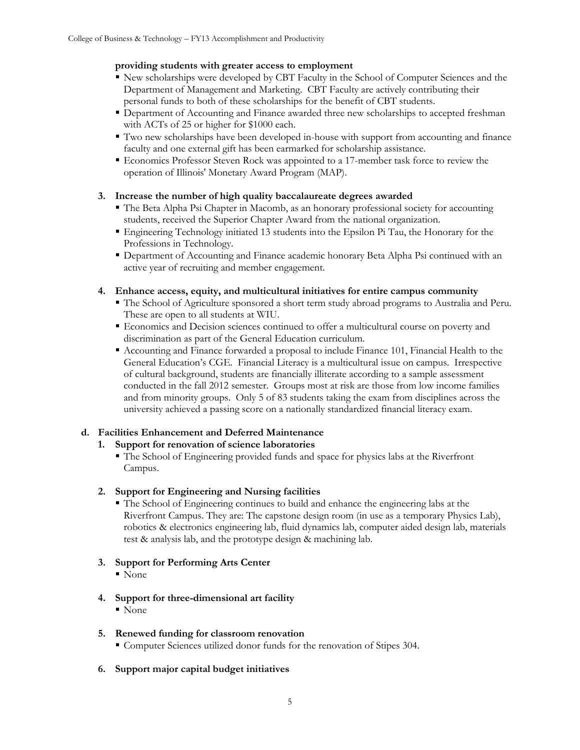**providing students with greater access to employment**

- New scholarships were developed by CBT Faculty in the School of Computer Sciences and the Department of Management and Marketing. CBT Faculty are actively contributing their personal funds to both of these scholarships for the benefit of CBT students.
- Department of Accounting and Finance awarded three new scholarships to accepted freshman with ACTs of 25 or higher for $1000 each.
- Two new scholarships have been developed in-house with support from accounting and finance faculty and one external gift has been earmarked for scholarship assistance.
- Economics Professor Steven Rock was appointed to a 17-member task force to review the operation of Illinois' Monetary Award Program (MAP).

**3. Increase the number of high quality baccalaureate degrees awarded**

- The Beta Alpha Psi Chapter in Macomb, as an honorary professional society for accounting students, received the Superior Chapter Award from the national organization.
- Engineering Technology initiated 13 students into the Epsilon Pi Tau, the Honorary for the Professions in Technology.
- Department of Accounting and Finance academic honorary Beta Alpha Psi continued with an active year of recruiting and member engagement.

**4. Enhance access, equity, and multicultural initiatives for entire campus community**

- The School of Agriculture sponsored a short term study abroad programs to Australia and Peru. These are open to all students at WIU.
- Economics and Decision sciences continued to offer a multicultural course on poverty and discrimination as part of the General Education curriculum.
- Accounting and Finance forwarded a proposal to include Finance 101, Financial Health to the General Education's CGE. Financial Literacy is a multicultural issue on campus. Irrespective of cultural background, students are financially illiterate according to a sample assessment conducted in the fall 2012 semester. Groups most at risk are those from low income families and from minority groups. Only 5 of 83 students taking the exam from disciplines across the university achieved a passing score on a nationally standardized financial literacy exam.

**d. Facilities Enhancement and Deferred Maintenance**

**1. Support for renovation of science laboratories**

- The School of Engineering provided funds and space for physics labs at the Riverfront Campus.

**2. Support for Engineering and Nursing facilities**

- The School of Engineering continues to build and enhance the engineering labs at the Riverfront Campus. They are: The capstone design room (in use as a temporary Physics Lab), robotics & electronics engineering lab, fluid dynamics lab, computer aided design lab, materials test & analysis lab, and the prototype design & machining lab.

**3. Support for Performing Arts Center**

- None

**4. Support for three-dimensional art facility**

- None

**5. Renewed funding for classroom renovation**

- Computer Sciences utilized donor funds for the renovation of Stipes 304.

**6. Support major capital budget initiatives**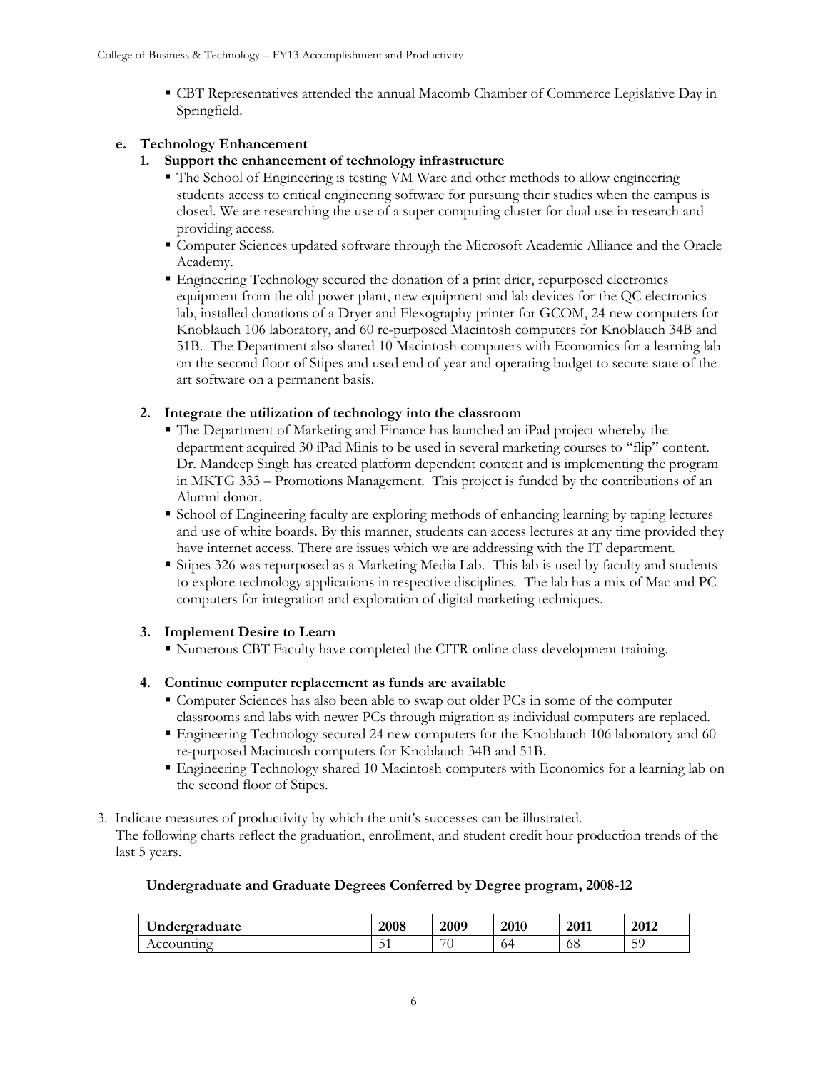- CBT Representatives attended the annual Macomb Chamber of Commerce Legislative Day in Springfield.

**e. Technology Enhancement**

**1. Support the enhancement of technology infrastructure**

- The School of Engineering is testing VM Ware and other methods to allow engineering students access to critical engineering software for pursuing their studies when the campus is closed. We are researching the use of a super computing cluster for dual use in research and providing access.
- Computer Sciences updated software through the Microsoft Academic Alliance and the Oracle Academy.
- Engineering Technology secured the donation of a print drier, repurposed electronics equipment from the old power plant, new equipment and lab devices for the QC electronics lab, installed donations of a Dryer and Flexography printer for GCOM, 24 new computers for Knoblauch 106 laboratory, and 60 re-purposed Macintosh computers for Knoblauch 34B and 51B. The Department also shared 10 Macintosh computers with Economics for a learning lab on the second floor of Stipes and used end of year and operating budget to secure state of the art software on a permanent basis.

**2. Integrate the utilization of technology into the classroom**

- The Department of Marketing and Finance has launched an iPad project whereby the department acquired 30 iPad Minis to be used in several marketing courses to "flip" content. Dr. Mandeep Singh has created platform dependent content and is implementing the program in MKTG 333 – Promotions Management. This project is funded by the contributions of an Alumni donor.
- School of Engineering faculty are exploring methods of enhancing learning by taping lectures and use of white boards. By this manner, students can access lectures at any time provided they have internet access. There are issues which we are addressing with the IT department.
- Stipes 326 was repurposed as a Marketing Media Lab. This lab is used by faculty and students to explore technology applications in respective disciplines. The lab has a mix of Mac and PC computers for integration and exploration of digital marketing techniques.

**3. Implement Desire to Learn**

- Numerous CBT Faculty have completed the CITR online class development training.

**4. Continue computer replacement as funds are available**

- Computer Sciences has also been able to swap out older PCs in some of the computer classrooms and labs with newer PCs through migration as individual computers are replaced.
- Engineering Technology secured 24 new computers for the Knoblauch 106 laboratory and 60 re-purposed Macintosh computers for Knoblauch 34B and 51B.
- Engineering Technology shared 10 Macintosh computers with Economics for a learning lab on the second floor of Stipes.

3. Indicate measures of productivity by which the unit's successes can be illustrated.
The following charts reflect the graduation, enrollment, and student credit hour production trends of the last 5 years.

**Undergraduate and Graduate Degrees Conferred by Degree program, 2008-12**

| Undergraduate | 2008 | 2009 | 2010 | 2011 | 2012 |
|---|---|---|---|---|---|
| Accounting | 51 | 70 | 64 | 68 | 59 |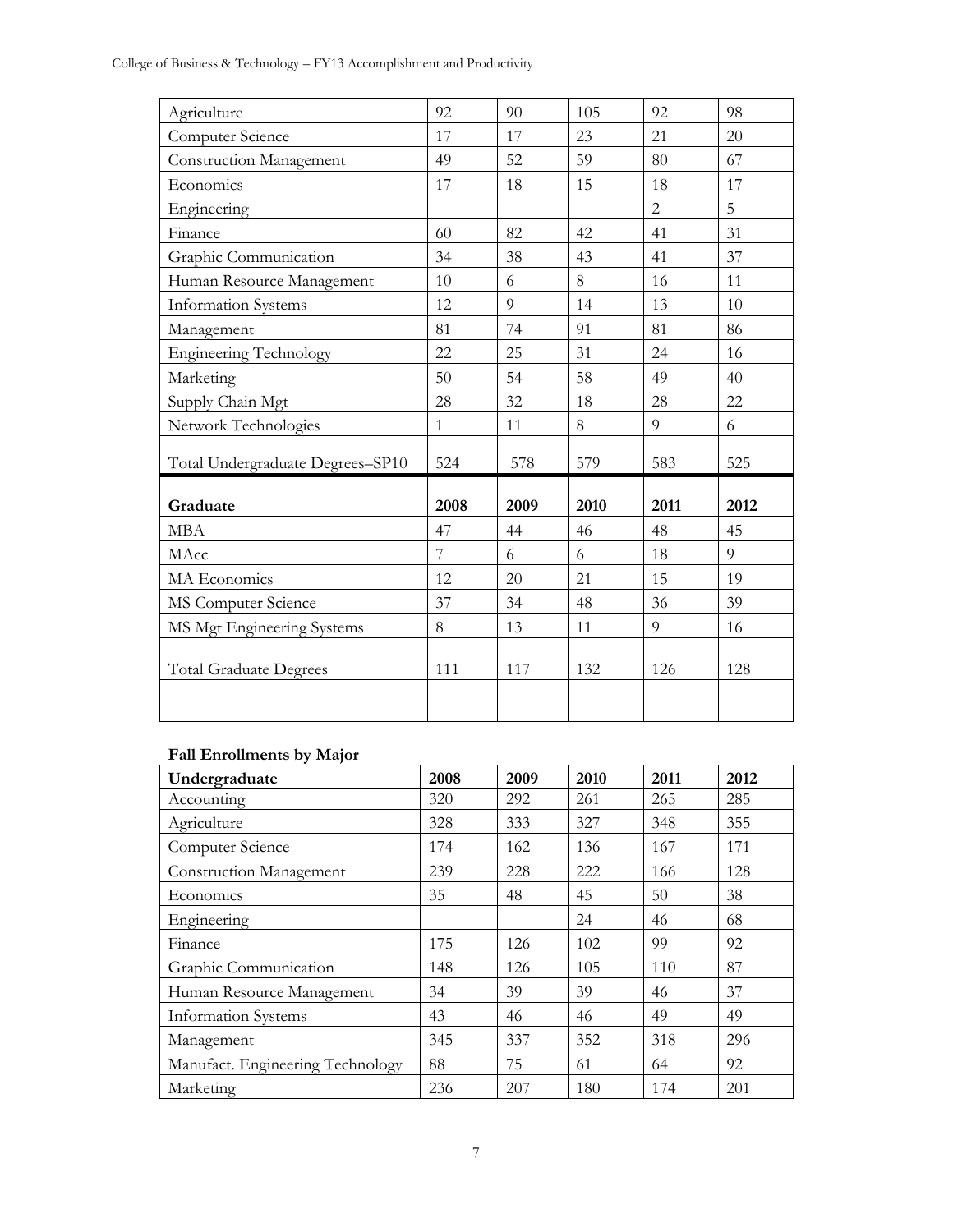| | | | | | |
|---|---|---|---|---|---|
| Agriculture | 92 | 90 | 105 | 92 | 98 |
| Computer Science | 17 | 17 | 23 | 21 | 20 |
| Construction Management | 49 | 52 | 59 | 80 | 67 |
| Economics | 17 | 18 | 15 | 18 | 17 |
| Engineering | | | | 2 | 5 |
| Finance | 60 | 82 | 42 | 41 | 31 |
| Graphic Communication | 34 | 38 | 43 | 41 | 37 |
| Human Resource Management | 10 | 6 | 8 | 16 | 11 |
| Information Systems | 12 | 9 | 14 | 13 | 10 |
| Management | 81 | 74 | 91 | 81 | 86 |
| Engineering Technology | 22 | 25 | 31 | 24 | 16 |
| Marketing | 50 | 54 | 58 | 49 | 40 |
| Supply Chain Mgt | 28 | 32 | 18 | 28 | 22 |
| Network Technologies | 1 | 11 | 8 | 9 | 6 |
| Total Undergraduate Degrees–SP10 | 524 | 578 | 579 | 583 | 525 |

| **Graduate** | **2008** | **2009** | **2010** | **2011** | **2012** |
|---|---|---|---|---|---|
| MBA | 47 | 44 | 46 | 48 | 45 |
| MAcc | 7 | 6 | 6 | 18 | 9 |
| MA Economics | 12 | 20 | 21 | 15 | 19 |
| MS Computer Science | 37 | 34 | 48 | 36 | 39 |
| MS Mgt Engineering Systems | 8 | 13 | 11 | 9 | 16 |
| Total Graduate Degrees | 111 | 117 | 132 | 126 | 128 |
| | | | | | |

**Fall Enrollments by Major**

| **Undergraduate** | **2008** | **2009** | **2010** | **2011** | **2012** |
|---|---|---|---|---|---|
| Accounting | 320 | 292 | 261 | 265 | 285 |
| Agriculture | 328 | 333 | 327 | 348 | 355 |
| Computer Science | 174 | 162 | 136 | 167 | 171 |
| Construction Management | 239 | 228 | 222 | 166 | 128 |
| Economics | 35 | 48 | 45 | 50 | 38 |
| Engineering | | | 24 | 46 | 68 |
| Finance | 175 | 126 | 102 | 99 | 92 |
| Graphic Communication | 148 | 126 | 105 | 110 | 87 |
| Human Resource Management | 34 | 39 | 39 | 46 | 37 |
| Information Systems | 43 | 46 | 46 | 49 | 49 |
| Management | 345 | 337 | 352 | 318 | 296 |
| Manufact. Engineering Technology | 88 | 75 | 61 | 64 | 92 |
| Marketing | 236 | 207 | 180 | 174 | 201 |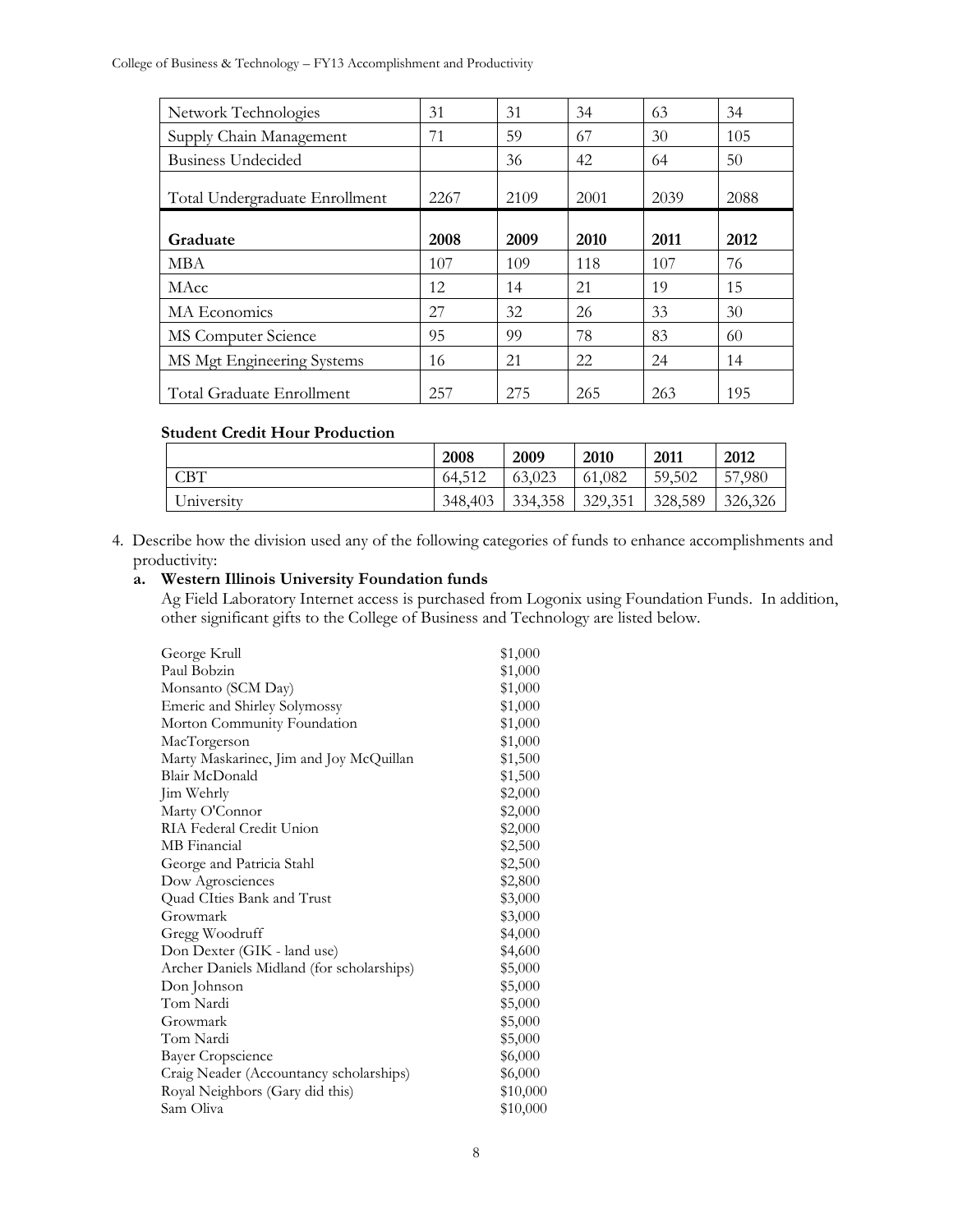| Network Technologies | 31 | 31 | 34 | 63 | 34 |
|---|---|---|---|---|---|
| Supply Chain Management | 71 | 59 | 67 | 30 | 105 |
| Business Undecided | | 36 | 42 | 64 | 50 |
| Total Undergraduate Enrollment | 2267 | 2109 | 2001 | 2039 | 2088 |

| **Graduate** | **2008** | **2009** | **2010** | **2011** | **2012** |
|---|---|---|---|---|---|
| MBA | 107 | 109 | 118 | 107 | 76 |
| MAcc | 12 | 14 | 21 | 19 | 15 |
| MA Economics | 27 | 32 | 26 | 33 | 30 |
| MS Computer Science | 95 | 99 | 78 | 83 | 60 |
| MS Mgt Engineering Systems | 16 | 21 | 22 | 24 | 14 |
| Total Graduate Enrollment | 257 | 275 | 265 | 263 | 195 |

**Student Credit Hour Production**

| | **2008** | **2009** | **2010** | **2011** | **2012** |
|---|---|---|---|---|---|
| CBT | 64,512 | 63,023 | 61,082 | 59,502 | 57,980 |
| University | 348,403 | 334,358 | 329,351 | 328,589 | 326,326 |

4. Describe how the division used any of the following categories of funds to enhance accomplishments and productivity:

   **a. Western Illinois University Foundation funds**

   Ag Field Laboratory Internet access is purchased from Logonix using Foundation Funds. In addition, other significant gifts to the College of Business and Technology are listed below.

| | |
|---|---|
| George Krull | $1,000 |
| Paul Bobzin | $1,000 |
| Monsanto (SCM Day) | $1,000 |
| Emeric and Shirley Solymossy | $1,000 |
| Morton Community Foundation | $1,000 |
| MacTorgerson | $1,000 |
| Marty Maskarinec, Jim and Joy McQuillan | $1,500 |
| Blair McDonald | $1,500 |
| Jim Wehrly | $2,000 |
| Marty O'Connor | $2,000 |
| RIA Federal Credit Union | $2,000 |
| MB Financial | $2,500 |
| George and Patricia Stahl | $2,500 |
| Dow Agrosciences | $2,800 |
| Quad CIties Bank and Trust | $3,000 |
| Growmark | $3,000 |
| Gregg Woodruff | $4,000 |
| Don Dexter (GIK - land use) | $4,600 |
| Archer Daniels Midland (for scholarships) | $5,000 |
| Don Johnson | $5,000 |
| Tom Nardi | $5,000 |
| Growmark | $5,000 |
| Tom Nardi | $5,000 |
| Bayer Cropscience | $6,000 |
| Craig Neader (Accountancy scholarships) | $6,000 |
| Royal Neighbors (Gary did this) | $10,000 |
| Sam Oliva | $10,000 |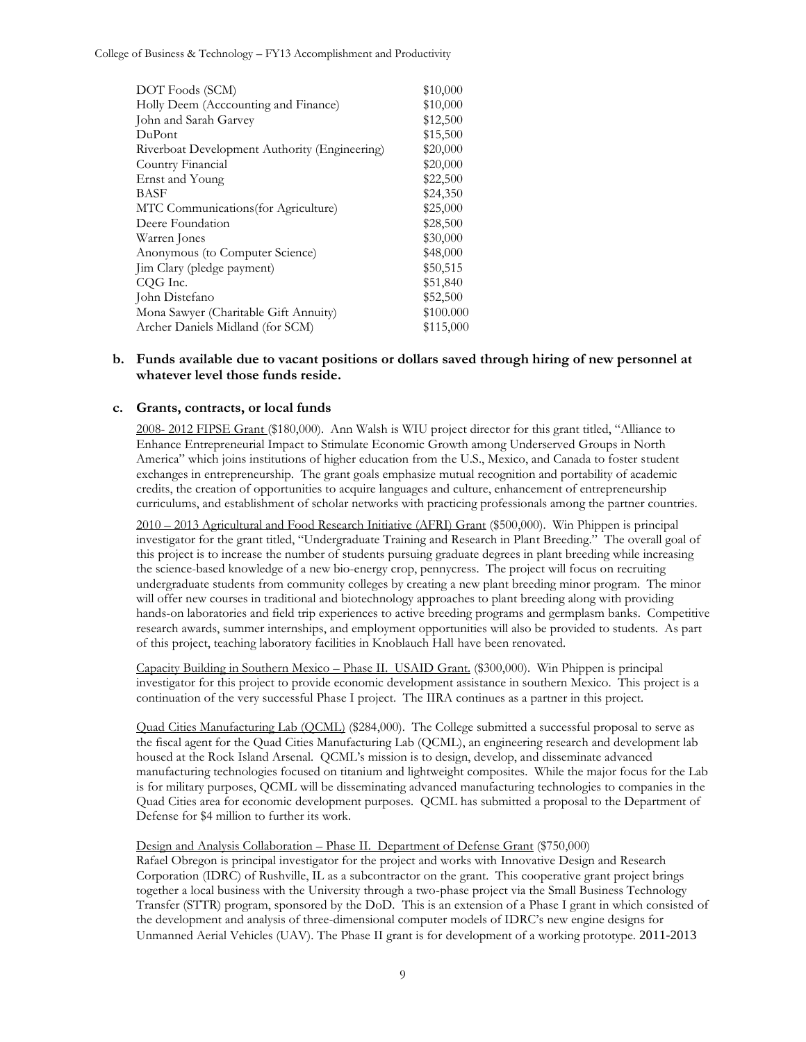| | |
|---|---|
| DOT Foods (SCM) | $10,000 |
| Holly Deem (Acccounting and Finance) | $10,000 |
| John and Sarah Garvey | $12,500 |
| DuPont | $15,500 |
| Riverboat Development Authority (Engineering) | $20,000 |
| Country Financial | $20,000 |
| Ernst and Young | $22,500 |
| BASF | $24,350 |
| MTC Communications(for Agriculture) | $25,000 |
| Deere Foundation | $28,500 |
| Warren Jones | $30,000 |
| Anonymous (to Computer Science) | $48,000 |
| Jim Clary (pledge payment) | $50,515 |
| CQG Inc. | $51,840 |
| John Distefano | $52,500 |
| Mona Sawyer (Charitable Gift Annuity) | $100.000 |
| Archer Daniels Midland (for SCM) | $115,000 |

**b. Funds available due to vacant positions or dollars saved through hiring of new personnel at whatever level those funds reside.**

**c. Grants, contracts, or local funds**

2008- 2012 FIPSE Grant ($180,000). Ann Walsh is WIU project director for this grant titled, "Alliance to Enhance Entrepreneurial Impact to Stimulate Economic Growth among Underserved Groups in North America" which joins institutions of higher education from the U.S., Mexico, and Canada to foster student exchanges in entrepreneurship. The grant goals emphasize mutual recognition and portability of academic credits, the creation of opportunities to acquire languages and culture, enhancement of entrepreneurship curriculums, and establishment of scholar networks with practicing professionals among the partner countries.

2010 – 2013 Agricultural and Food Research Initiative (AFRI) Grant ($500,000). Win Phippen is principal investigator for the grant titled, "Undergraduate Training and Research in Plant Breeding." The overall goal of this project is to increase the number of students pursuing graduate degrees in plant breeding while increasing the science-based knowledge of a new bio-energy crop, pennycress. The project will focus on recruiting undergraduate students from community colleges by creating a new plant breeding minor program. The minor will offer new courses in traditional and biotechnology approaches to plant breeding along with providing hands-on laboratories and field trip experiences to active breeding programs and germplasm banks. Competitive research awards, summer internships, and employment opportunities will also be provided to students. As part of this project, teaching laboratory facilities in Knoblauch Hall have been renovated.

Capacity Building in Southern Mexico – Phase II. USAID Grant. ($300,000). Win Phippen is principal investigator for this project to provide economic development assistance in southern Mexico. This project is a continuation of the very successful Phase I project. The IIRA continues as a partner in this project.

Quad Cities Manufacturing Lab (QCML) ($284,000). The College submitted a successful proposal to serve as the fiscal agent for the Quad Cities Manufacturing Lab (QCML), an engineering research and development lab housed at the Rock Island Arsenal. QCML's mission is to design, develop, and disseminate advanced manufacturing technologies focused on titanium and lightweight composites. While the major focus for the Lab is for military purposes, QCML will be disseminating advanced manufacturing technologies to companies in the Quad Cities area for economic development purposes. QCML has submitted a proposal to the Department of Defense for $4 million to further its work.

Design and Analysis Collaboration – Phase II. Department of Defense Grant ($750,000)
Rafael Obregon is principal investigator for the project and works with Innovative Design and Research Corporation (IDRC) of Rushville, IL as a subcontractor on the grant. This cooperative grant project brings together a local business with the University through a two-phase project via the Small Business Technology Transfer (STTR) program, sponsored by the DoD. This is an extension of a Phase I grant in which consisted of the development and analysis of three-dimensional computer models of IDRC's new engine designs for Unmanned Aerial Vehicles (UAV). The Phase II grant is for development of a working prototype. 2011-2013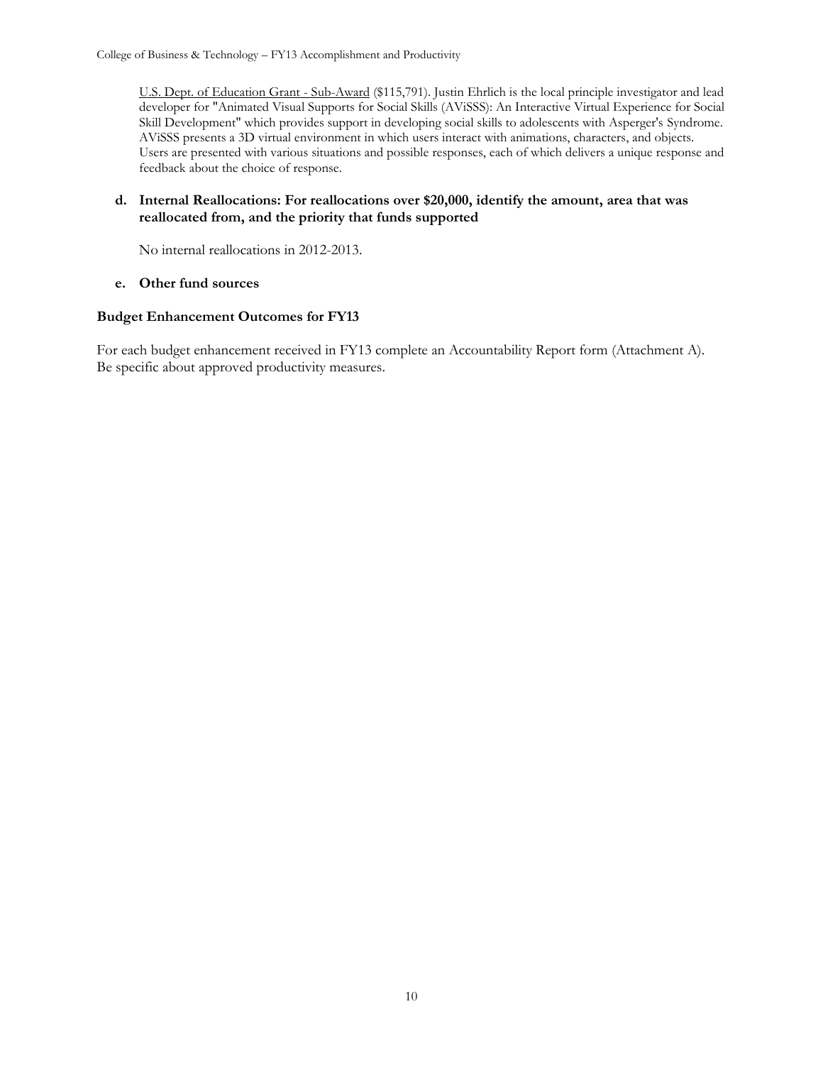U.S. Dept. of Education Grant - Sub-Award ($115,791). Justin Ehrlich is the local principle investigator and lead developer for "Animated Visual Supports for Social Skills (AViSSS): An Interactive Virtual Experience for Social Skill Development" which provides support in developing social skills to adolescents with Asperger's Syndrome. AViSSS presents a 3D virtual environment in which users interact with animations, characters, and objects. Users are presented with various situations and possible responses, each of which delivers a unique response and feedback about the choice of response.

**d. Internal Reallocations: For reallocations over $20,000, identify the amount, area that was reallocated from, and the priority that funds supported**

No internal reallocations in 2012-2013.

**e. Other fund sources**

**Budget Enhancement Outcomes for FY13**

For each budget enhancement received in FY13 complete an Accountability Report form (Attachment A). Be specific about approved productivity measures.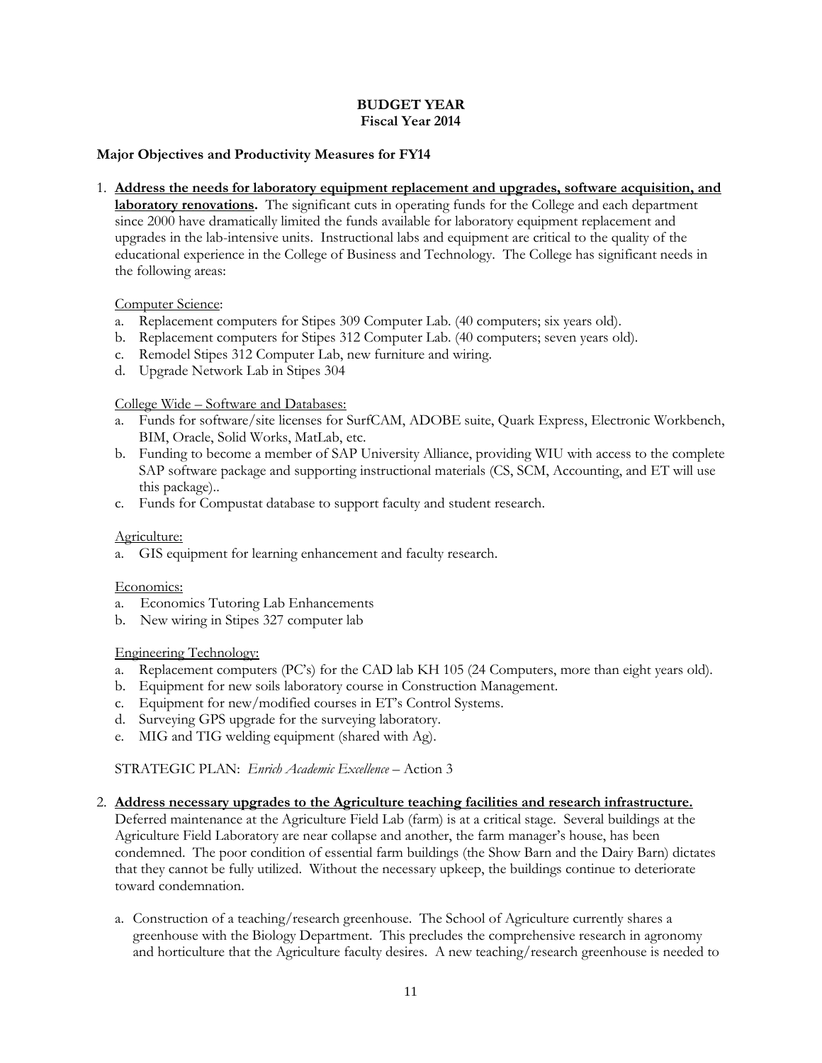**BUDGET YEAR**
**Fiscal Year 2014**

**Major Objectives and Productivity Measures for FY14**

1. **Address the needs for laboratory equipment replacement and upgrades, software acquisition, and laboratory renovations.** The significant cuts in operating funds for the College and each department since 2000 have dramatically limited the funds available for laboratory equipment replacement and upgrades in the lab-intensive units. Instructional labs and equipment are critical to the quality of the educational experience in the College of Business and Technology. The College has significant needs in the following areas:

   Computer Science:
   a. Replacement computers for Stipes 309 Computer Lab. (40 computers; six years old).
   b. Replacement computers for Stipes 312 Computer Lab. (40 computers; seven years old).
   c. Remodel Stipes 312 Computer Lab, new furniture and wiring.
   d. Upgrade Network Lab in Stipes 304

   College Wide – Software and Databases:
   a. Funds for software/site licenses for SurfCAM, ADOBE suite, Quark Express, Electronic Workbench, BIM, Oracle, Solid Works, MatLab, etc.
   b. Funding to become a member of SAP University Alliance, providing WIU with access to the complete SAP software package and supporting instructional materials (CS, SCM, Accounting, and ET will use this package)..
   c. Funds for Compustat database to support faculty and student research.

   Agriculture:
   a. GIS equipment for learning enhancement and faculty research.

   Economics:
   a. Economics Tutoring Lab Enhancements
   b. New wiring in Stipes 327 computer lab

   Engineering Technology:
   a. Replacement computers (PC's) for the CAD lab KH 105 (24 Computers, more than eight years old).
   b. Equipment for new soils laboratory course in Construction Management.
   c. Equipment for new/modified courses in ET's Control Systems.
   d. Surveying GPS upgrade for the surveying laboratory.
   e. MIG and TIG welding equipment (shared with Ag).

   STRATEGIC PLAN: *Enrich Academic Excellence* – Action 3

2. **Address necessary upgrades to the Agriculture teaching facilities and research infrastructure.** Deferred maintenance at the Agriculture Field Lab (farm) is at a critical stage. Several buildings at the Agriculture Field Laboratory are near collapse and another, the farm manager's house, has been condemned. The poor condition of essential farm buildings (the Show Barn and the Dairy Barn) dictates that they cannot be fully utilized. Without the necessary upkeep, the buildings continue to deteriorate toward condemnation.

   a. Construction of a teaching/research greenhouse. The School of Agriculture currently shares a greenhouse with the Biology Department. This precludes the comprehensive research in agronomy and horticulture that the Agriculture faculty desires. A new teaching/research greenhouse is needed to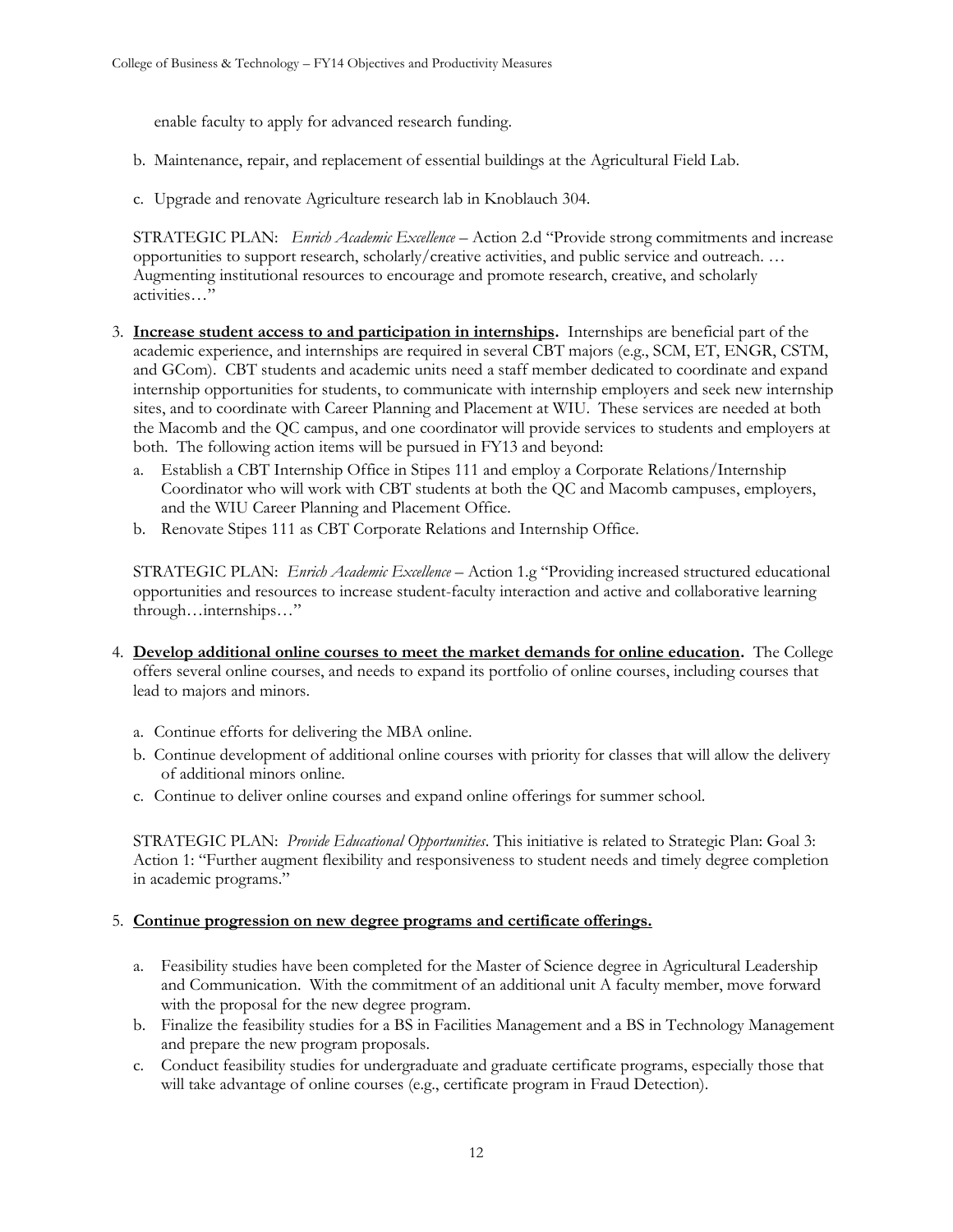enable faculty to apply for advanced research funding.

b. Maintenance, repair, and replacement of essential buildings at the Agricultural Field Lab.

c. Upgrade and renovate Agriculture research lab in Knoblauch 304.

STRATEGIC PLAN: *Enrich Academic Excellence* – Action 2.d "Provide strong commitments and increase opportunities to support research, scholarly/creative activities, and public service and outreach. … Augmenting institutional resources to encourage and promote research, creative, and scholarly activities…"

3. **<u>Increase student access to and participation in internships</u>.** Internships are beneficial part of the academic experience, and internships are required in several CBT majors (e.g., SCM, ET, ENGR, CSTM, and GCom). CBT students and academic units need a staff member dedicated to coordinate and expand internship opportunities for students, to communicate with internship employers and seek new internship sites, and to coordinate with Career Planning and Placement at WIU. These services are needed at both the Macomb and the QC campus, and one coordinator will provide services to students and employers at both. The following action items will be pursued in FY13 and beyond:
   a. Establish a CBT Internship Office in Stipes 111 and employ a Corporate Relations/Internship Coordinator who will work with CBT students at both the QC and Macomb campuses, employers, and the WIU Career Planning and Placement Office.
   b. Renovate Stipes 111 as CBT Corporate Relations and Internship Office.

   STRATEGIC PLAN: *Enrich Academic Excellence* – Action 1.g "Providing increased structured educational opportunities and resources to increase student-faculty interaction and active and collaborative learning through…internships…"

4. **<u>Develop additional online courses to meet the market demands for online education</u>.** The College offers several online courses, and needs to expand its portfolio of online courses, including courses that lead to majors and minors.

   a. Continue efforts for delivering the MBA online.
   b. Continue development of additional online courses with priority for classes that will allow the delivery of additional minors online.
   c. Continue to deliver online courses and expand online offerings for summer school.

   STRATEGIC PLAN: *Provide Educational Opportunities*. This initiative is related to Strategic Plan: Goal 3: Action 1: "Further augment flexibility and responsiveness to student needs and timely degree completion in academic programs."

5. **<u>Continue progression on new degree programs and certificate offerings.</u>**

   a. Feasibility studies have been completed for the Master of Science degree in Agricultural Leadership and Communication. With the commitment of an additional unit A faculty member, move forward with the proposal for the new degree program.
   b. Finalize the feasibility studies for a BS in Facilities Management and a BS in Technology Management and prepare the new program proposals.
   c. Conduct feasibility studies for undergraduate and graduate certificate programs, especially those that will take advantage of online courses (e.g., certificate program in Fraud Detection).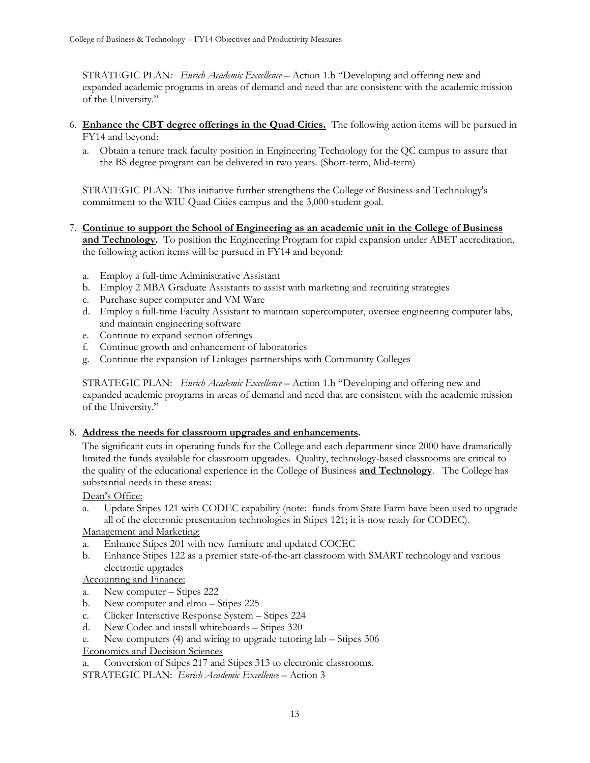STRATEGIC PLAN*: Enrich Academic Excellence* – Action 1.b "Developing and offering new and expanded academic programs in areas of demand and need that are consistent with the academic mission of the University."

6. **Enhance the CBT degree offerings in the Quad Cities.** The following action items will be pursued in FY14 and beyond:

   a. Obtain a tenure track faculty position in Engineering Technology for the QC campus to assure that the BS degree program can be delivered in two years. (Short-term, Mid-term)

   STRATEGIC PLAN: This initiative further strengthens the College of Business and Technology's commitment to the WIU Quad Cities campus and the 3,000 student goal.

7. **Continue to support the School of Engineering as an academic unit in the College of Business and Technology.** To position the Engineering Program for rapid expansion under ABET accreditation, the following action items will be pursued in FY14 and beyond:

   a. Employ a full-time Administrative Assistant
   b. Employ 2 MBA Graduate Assistants to assist with marketing and recruiting strategies
   c. Purchase super computer and VM Ware
   d. Employ a full-time Faculty Assistant to maintain supercomputer, oversee engineering computer labs, and maintain engineering software
   e. Continue to expand section offerings
   f. Continue growth and enhancement of laboratories
   g. Continue the expansion of Linkages partnerships with Community Colleges

   STRATEGIC PLAN: *Enrich Academic Excellence* – Action 1.b "Developing and offering new and expanded academic programs in areas of demand and need that are consistent with the academic mission of the University."

8. **Address the needs for classroom upgrades and enhancements.**

   The significant cuts in operating funds for the College and each department since 2000 have dramatically limited the funds available for classroom upgrades. Quality, technology-based classrooms are critical to the quality of the educational experience in the College of Business **and Technology**. The College has substantial needs in these areas:

   Dean's Office:

   a. Update Stipes 121 with CODEC capability (note: funds from State Farm have been used to upgrade all of the electronic presentation technologies in Stipes 121; it is now ready for CODEC).

   Management and Marketing:

   a. Enhance Stipes 201 with new furniture and updated COCEC
   b. Enhance Stipes 122 as a premier state-of-the-art classroom with SMART technology and various electronic upgrades

   Accounting and Finance:

   a. New computer – Stipes 222
   b. New computer and elmo – Stipes 225
   c. Clicker Interactive Response System – Stipes 224
   d. New Codec and install whiteboards – Stipes 320
   e. New computers (4) and wiring to upgrade tutoring lab – Stipes 306

   Economics and Decision Sciences

   a. Conversion of Stipes 217 and Stipes 313 to electronic classrooms.

   STRATEGIC PLAN: *Enrich Academic Excellence* – Action 3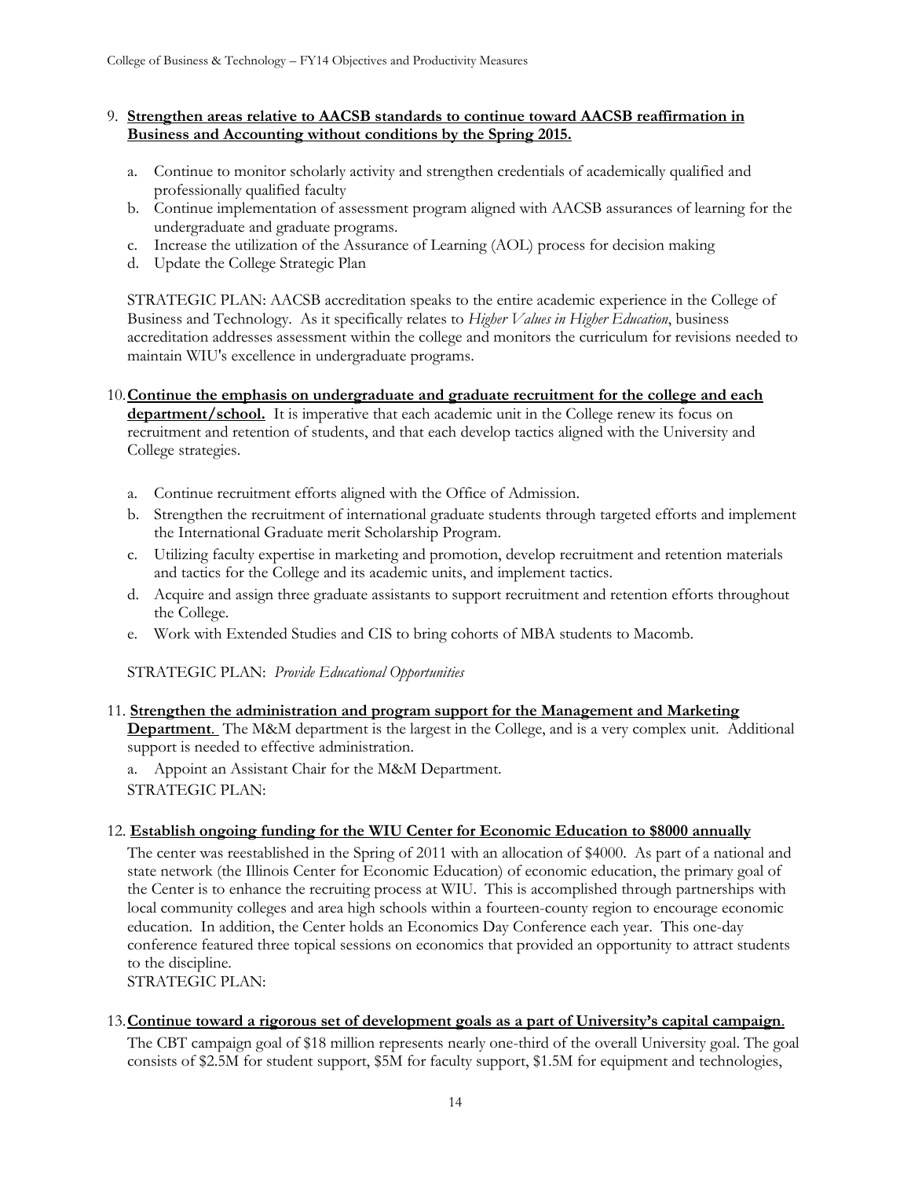9. **<u>Strengthen areas relative to AACSB standards to continue toward AACSB reaffirmation in Business and Accounting without conditions by the Spring 2015.</u>**

   a. Continue to monitor scholarly activity and strengthen credentials of academically qualified and professionally qualified faculty
   b. Continue implementation of assessment program aligned with AACSB assurances of learning for the undergraduate and graduate programs.
   c. Increase the utilization of the Assurance of Learning (AOL) process for decision making
   d. Update the College Strategic Plan

   STRATEGIC PLAN: AACSB accreditation speaks to the entire academic experience in the College of Business and Technology. As it specifically relates to *Higher Values in Higher Education*, business accreditation addresses assessment within the college and monitors the curriculum for revisions needed to maintain WIU's excellence in undergraduate programs.

10. **<u>Continue the emphasis on undergraduate and graduate recruitment for the college and each department/school.</u>** It is imperative that each academic unit in the College renew its focus on recruitment and retention of students, and that each develop tactics aligned with the University and College strategies.

    a. Continue recruitment efforts aligned with the Office of Admission.
    b. Strengthen the recruitment of international graduate students through targeted efforts and implement the International Graduate merit Scholarship Program.
    c. Utilizing faculty expertise in marketing and promotion, develop recruitment and retention materials and tactics for the College and its academic units, and implement tactics.
    d. Acquire and assign three graduate assistants to support recruitment and retention efforts throughout the College.
    e. Work with Extended Studies and CIS to bring cohorts of MBA students to Macomb.

    STRATEGIC PLAN: *Provide Educational Opportunities*

11. **<u>Strengthen the administration and program support for the Management and Marketing Department</u>**. The M&M department is the largest in the College, and is a very complex unit. Additional support is needed to effective administration.

    a. Appoint an Assistant Chair for the M&M Department.

    STRATEGIC PLAN:

12. **<u>Establish ongoing funding for the WIU Center for Economic Education to $8000 annually</u>**

    The center was reestablished in the Spring of 2011 with an allocation of $4000. As part of a national and state network (the Illinois Center for Economic Education) of economic education, the primary goal of the Center is to enhance the recruiting process at WIU. This is accomplished through partnerships with local community colleges and area high schools within a fourteen-county region to encourage economic education. In addition, the Center holds an Economics Day Conference each year. This one-day conference featured three topical sessions on economics that provided an opportunity to attract students to the discipline.

    STRATEGIC PLAN:

13. **<u>Continue toward a rigorous set of development goals as a part of University's capital campaign</u>**.

    The CBT campaign goal of $18 million represents nearly one-third of the overall University goal. The goal consists of $2.5M for student support, $5M for faculty support, $1.5M for equipment and technologies,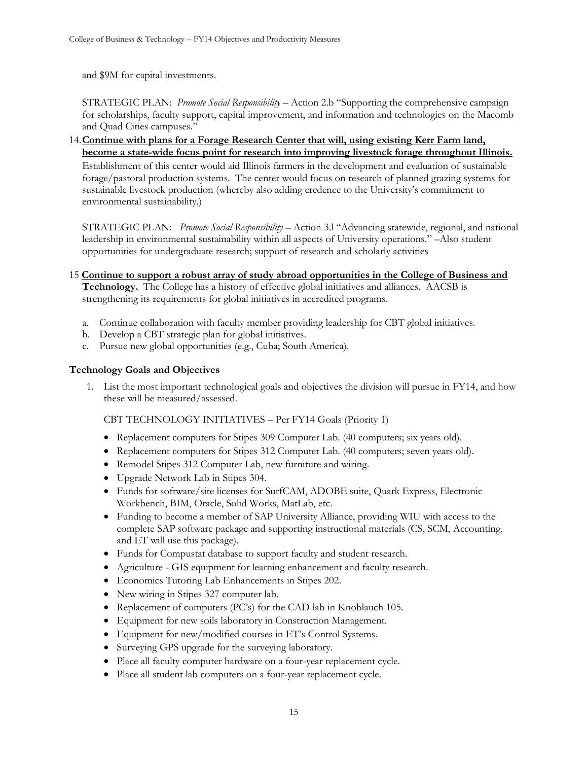and $9M for capital investments.

STRATEGIC PLAN: *Promote Social Responsibility* – Action 2.b "Supporting the comprehensive campaign for scholarships, faculty support, capital improvement, and information and technologies on the Macomb and Quad Cities campuses."

14. **Continue with plans for a Forage Research Center that will, using existing Kerr Farm land, become a state-wide focus point for research into improving livestock forage throughout Illinois.** Establishment of this center would aid Illinois farmers in the development and evaluation of sustainable forage/pastoral production systems. The center would focus on research of planned grazing systems for sustainable livestock production (whereby also adding credence to the University's commitment to environmental sustainability.)

   STRATEGIC PLAN: *Promote Social Responsibility* – Action 3.l "Advancing statewide, regional, and national leadership in environmental sustainability within all aspects of University operations." –Also student opportunities for undergraduate research; support of research and scholarly activities

15. **Continue to support a robust array of study abroad opportunities in the College of Business and Technology.** The College has a history of effective global initiatives and alliances. AACSB is strengthening its requirements for global initiatives in accredited programs.

   a. Continue collaboration with faculty member providing leadership for CBT global initiatives.
   b. Develop a CBT strategic plan for global initiatives.
   c. Pursue new global opportunities (e.g., Cuba; South America).

### Technology Goals and Objectives

1. List the most important technological goals and objectives the division will pursue in FY14, and how these will be measured/assessed.

   CBT TECHNOLOGY INITIATIVES – Per FY14 Goals (Priority 1)

   - Replacement computers for Stipes 309 Computer Lab. (40 computers; six years old).
   - Replacement computers for Stipes 312 Computer Lab. (40 computers; seven years old).
   - Remodel Stipes 312 Computer Lab, new furniture and wiring.
   - Upgrade Network Lab in Stipes 304.
   - Funds for software/site licenses for SurfCAM, ADOBE suite, Quark Express, Electronic Workbench, BIM, Oracle, Solid Works, MatLab, etc.
   - Funding to become a member of SAP University Alliance, providing WIU with access to the complete SAP software package and supporting instructional materials (CS, SCM, Accounting, and ET will use this package).
   - Funds for Compustat database to support faculty and student research.
   - Agriculture - GIS equipment for learning enhancement and faculty research.
   - Economics Tutoring Lab Enhancements in Stipes 202.
   - New wiring in Stipes 327 computer lab.
   - Replacement of computers (PC's) for the CAD lab in Knoblauch 105.
   - Equipment for new soils laboratory in Construction Management.
   - Equipment for new/modified courses in ET's Control Systems.
   - Surveying GPS upgrade for the surveying laboratory.
   - Place all faculty computer hardware on a four-year replacement cycle.
   - Place all student lab computers on a four-year replacement cycle.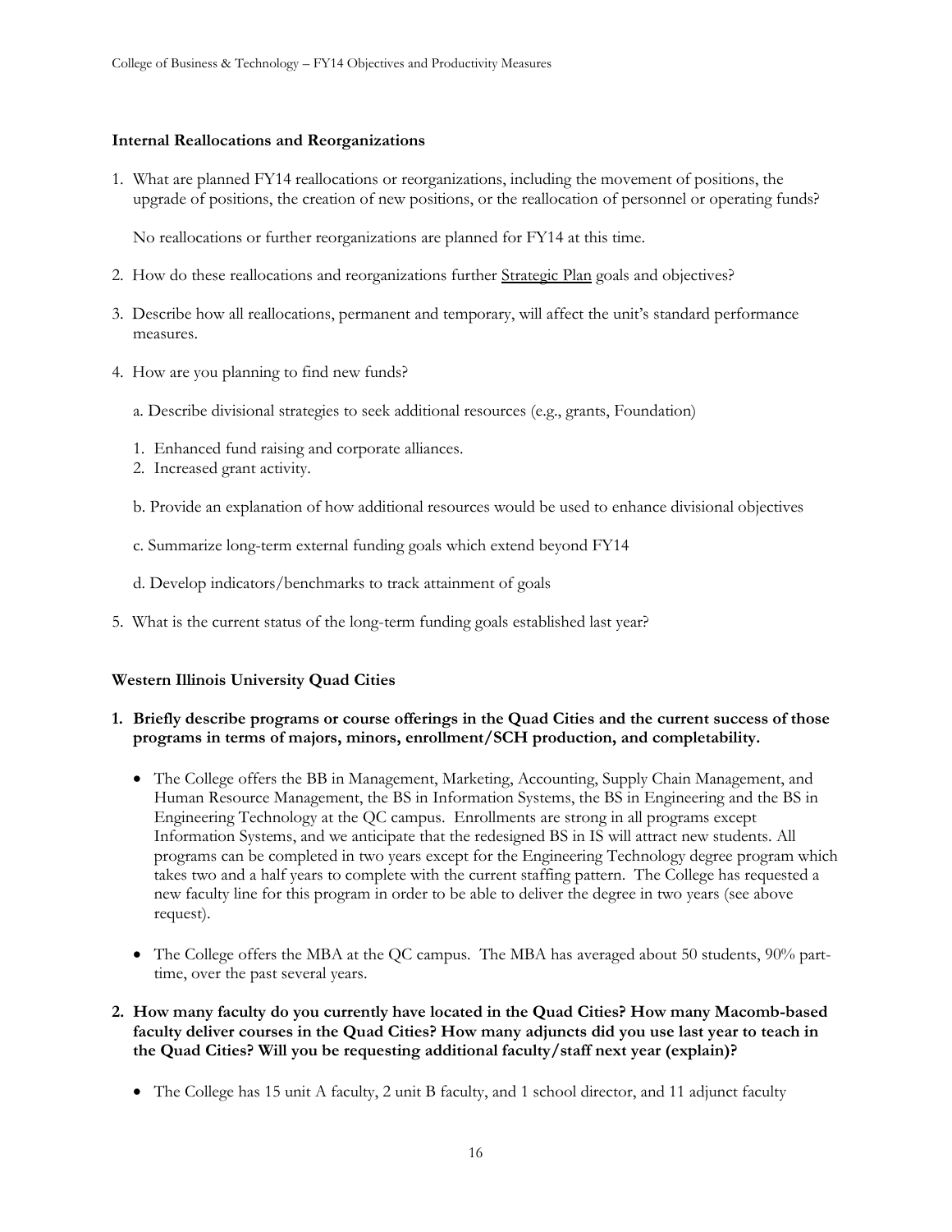### Internal Reallocations and Reorganizations

1. What are planned FY14 reallocations or reorganizations, including the movement of positions, the upgrade of positions, the creation of new positions, or the reallocation of personnel or operating funds?

   No reallocations or further reorganizations are planned for FY14 at this time.

2. How do these reallocations and reorganizations further Strategic Plan goals and objectives?

3. Describe how all reallocations, permanent and temporary, will affect the unit's standard performance measures.

4. How are you planning to find new funds?

   a. Describe divisional strategies to seek additional resources (e.g., grants, Foundation)

   1. Enhanced fund raising and corporate alliances.
   2. Increased grant activity.

   b. Provide an explanation of how additional resources would be used to enhance divisional objectives

   c. Summarize long-term external funding goals which extend beyond FY14

   d. Develop indicators/benchmarks to track attainment of goals

5. What is the current status of the long-term funding goals established last year?

### Western Illinois University Quad Cities

**1. Briefly describe programs or course offerings in the Quad Cities and the current success of those programs in terms of majors, minors, enrollment/SCH production, and completability.**

- The College offers the BB in Management, Marketing, Accounting, Supply Chain Management, and Human Resource Management, the BS in Information Systems, the BS in Engineering and the BS in Engineering Technology at the QC campus. Enrollments are strong in all programs except Information Systems, and we anticipate that the redesigned BS in IS will attract new students. All programs can be completed in two years except for the Engineering Technology degree program which takes two and a half years to complete with the current staffing pattern. The College has requested a new faculty line for this program in order to be able to deliver the degree in two years (see above request).

- The College offers the MBA at the QC campus. The MBA has averaged about 50 students, 90% part-time, over the past several years.

**2. How many faculty do you currently have located in the Quad Cities? How many Macomb-based faculty deliver courses in the Quad Cities? How many adjuncts did you use last year to teach in the Quad Cities? Will you be requesting additional faculty/staff next year (explain)?**

- The College has 15 unit A faculty, 2 unit B faculty, and 1 school director, and 11 adjunct faculty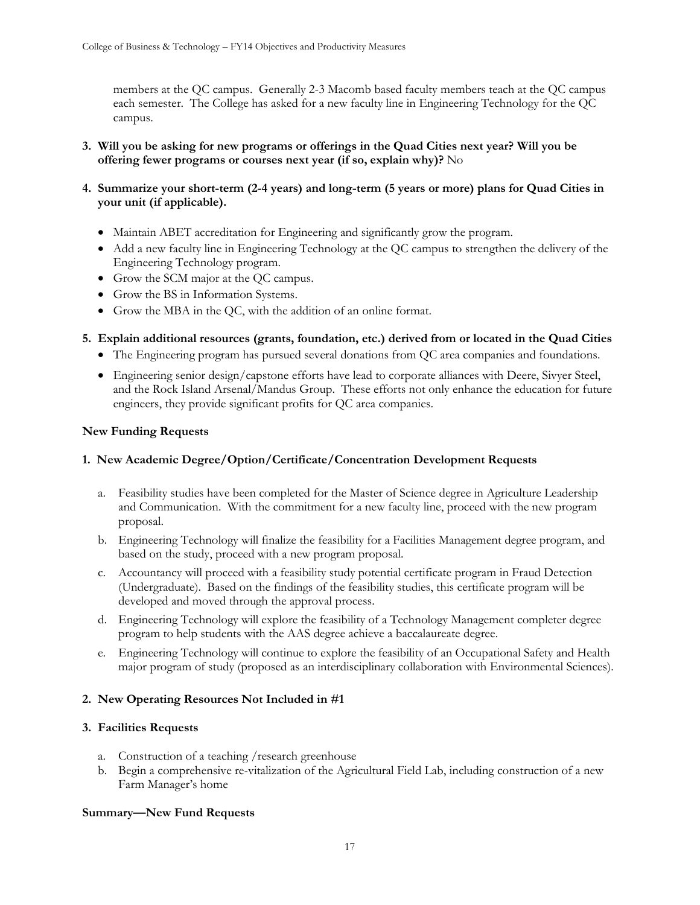members at the QC campus. Generally 2-3 Macomb based faculty members teach at the QC campus each semester. The College has asked for a new faculty line in Engineering Technology for the QC campus.

3. **Will you be asking for new programs or offerings in the Quad Cities next year? Will you be offering fewer programs or courses next year (if so, explain why)?** No

4. **Summarize your short-term (2-4 years) and long-term (5 years or more) plans for Quad Cities in your unit (if applicable).**

   - Maintain ABET accreditation for Engineering and significantly grow the program.
   - Add a new faculty line in Engineering Technology at the QC campus to strengthen the delivery of the Engineering Technology program.
   - Grow the SCM major at the QC campus.
   - Grow the BS in Information Systems.
   - Grow the MBA in the QC, with the addition of an online format.

5. **Explain additional resources (grants, foundation, etc.) derived from or located in the Quad Cities**
   - The Engineering program has pursued several donations from QC area companies and foundations.
   - Engineering senior design/capstone efforts have lead to corporate alliances with Deere, Sivyer Steel, and the Rock Island Arsenal/Mandus Group. These efforts not only enhance the education for future engineers, they provide significant profits for QC area companies.

**New Funding Requests**

**1. New Academic Degree/Option/Certificate/Concentration Development Requests**

a. Feasibility studies have been completed for the Master of Science degree in Agriculture Leadership and Communication. With the commitment for a new faculty line, proceed with the new program proposal.

b. Engineering Technology will finalize the feasibility for a Facilities Management degree program, and based on the study, proceed with a new program proposal.

c. Accountancy will proceed with a feasibility study potential certificate program in Fraud Detection (Undergraduate). Based on the findings of the feasibility studies, this certificate program will be developed and moved through the approval process.

d. Engineering Technology will explore the feasibility of a Technology Management completer degree program to help students with the AAS degree achieve a baccalaureate degree.

e. Engineering Technology will continue to explore the feasibility of an Occupational Safety and Health major program of study (proposed as an interdisciplinary collaboration with Environmental Sciences).

**2. New Operating Resources Not Included in #1**

**3. Facilities Requests**

a. Construction of a teaching /research greenhouse

b. Begin a comprehensive re-vitalization of the Agricultural Field Lab, including construction of a new Farm Manager's home

**Summary—New Fund Requests**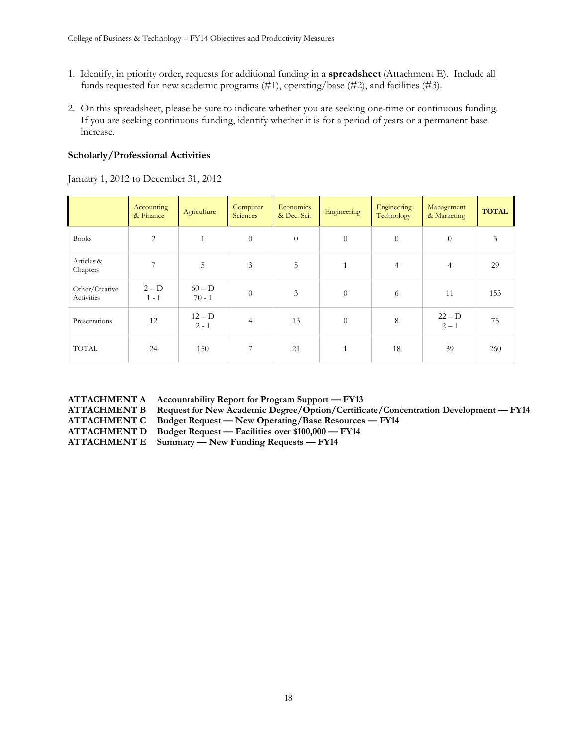1. Identify, in priority order, requests for additional funding in a **spreadsheet** (Attachment E). Include all funds requested for new academic programs (#1), operating/base (#2), and facilities (#3).

2. On this spreadsheet, please be sure to indicate whether you are seeking one-time or continuous funding. If you are seeking continuous funding, identify whether it is for a period of years or a permanent base increase.

**Scholarly/Professional Activities**

January 1, 2012 to December 31, 2012

| | Accounting & Finance | Agriculture | Computer Sciences | Economics & Dec. Sci. | Engineering | Engineering Technology | Management & Marketing | **TOTAL** |
|---|---|---|---|---|---|---|---|---|
| Books | 2 | 1 | 0 | 0 | 0 | 0 | 0 | 3 |
| Articles & Chapters | 7 | 5 | 3 | 5 | 1 | 4 | 4 | 29 |
| Other/Creative Activities | 2 – D<br>1 - I | 60 – D<br>70 - I | 0 | 3 | 0 | 6 | 11 | 153 |
| Presentations | 12 | 12 – D<br>2 - I | 4 | 13 | 0 | 8 | 22 – D<br>2 – I | 75 |
| TOTAL | 24 | 150 | 7 | 21 | 1 | 18 | 39 | 260 |

**ATTACHMENT A** **Accountability Report for Program Support — FY13**
**ATTACHMENT B** **Request for New Academic Degree/Option/Certificate/Concentration Development — FY14**
**ATTACHMENT C** **Budget Request — New Operating/Base Resources — FY14**
**ATTACHMENT D** **Budget Request — Facilities over $100,000 — FY14**
**ATTACHMENT E** **Summary — New Funding Requests — FY14**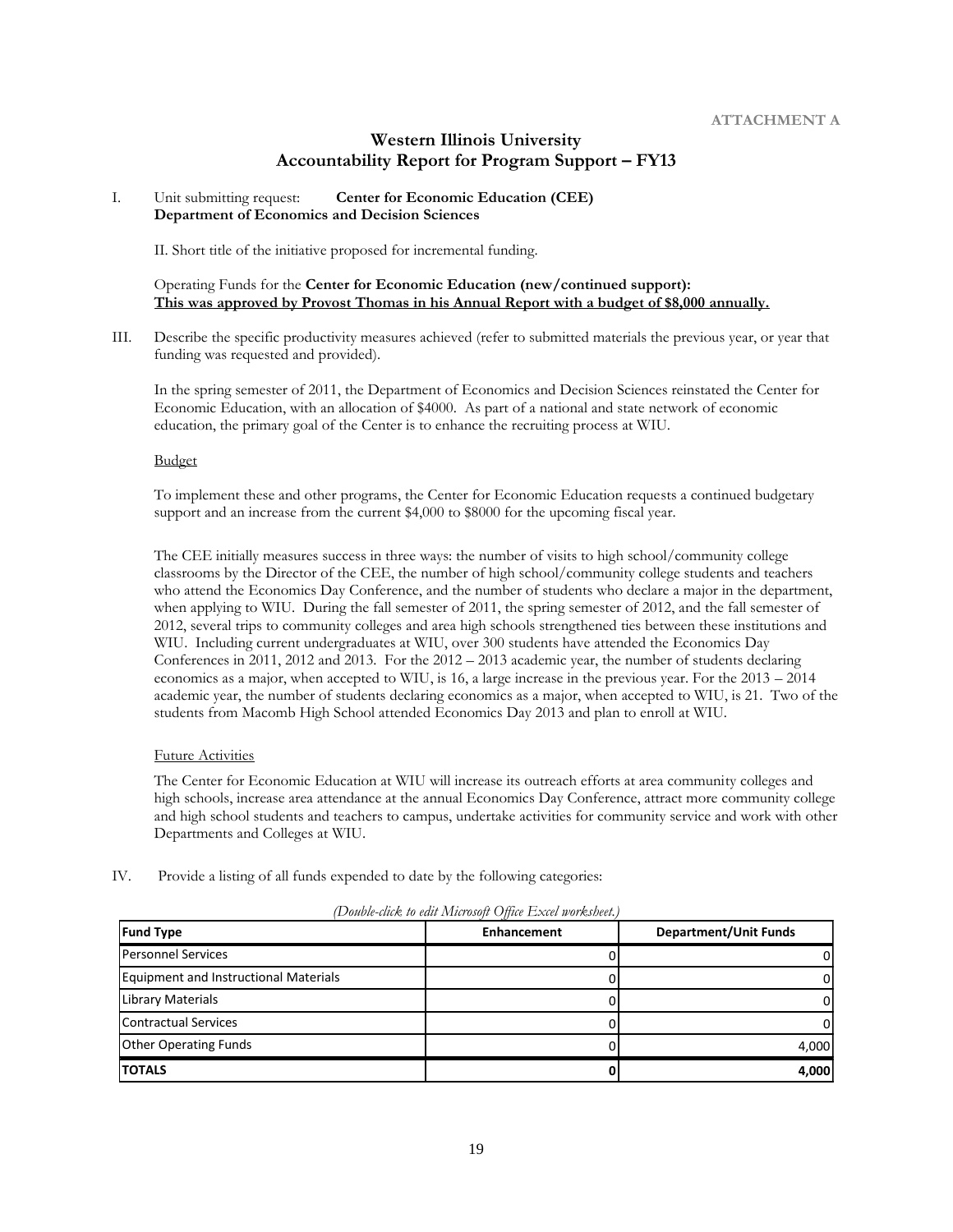**ATTACHMENT A**

# Western Illinois University
## Accountability Report for Program Support – FY13

I. Unit submitting request: **Center for Economic Education (CEE)**
**Department of Economics and Decision Sciences**

II. Short title of the initiative proposed for incremental funding.

Operating Funds for the **Center for Economic Education (new/continued support):**
**This was approved by Provost Thomas in his Annual Report with a budget of $8,000 annually.**

III. Describe the specific productivity measures achieved (refer to submitted materials the previous year, or year that funding was requested and provided).

In the spring semester of 2011, the Department of Economics and Decision Sciences reinstated the Center for Economic Education, with an allocation of $4000. As part of a national and state network of economic education, the primary goal of the Center is to enhance the recruiting process at WIU.

Budget

To implement these and other programs, the Center for Economic Education requests a continued budgetary support and an increase from the current $4,000 to $8000 for the upcoming fiscal year.

The CEE initially measures success in three ways: the number of visits to high school/community college classrooms by the Director of the CEE, the number of high school/community college students and teachers who attend the Economics Day Conference, and the number of students who declare a major in the department, when applying to WIU. During the fall semester of 2011, the spring semester of 2012, and the fall semester of 2012, several trips to community colleges and area high schools strengthened ties between these institutions and WIU. Including current undergraduates at WIU, over 300 students have attended the Economics Day Conferences in 2011, 2012 and 2013. For the 2012 – 2013 academic year, the number of students declaring economics as a major, when accepted to WIU, is 16, a large increase in the previous year. For the 2013 – 2014 academic year, the number of students declaring economics as a major, when accepted to WIU, is 21. Two of the students from Macomb High School attended Economics Day 2013 and plan to enroll at WIU.

Future Activities

The Center for Economic Education at WIU will increase its outreach efforts at area community colleges and high schools, increase area attendance at the annual Economics Day Conference, attract more community college and high school students and teachers to campus, undertake activities for community service and work with other Departments and Colleges at WIU.

IV. Provide a listing of all funds expended to date by the following categories:

*(Double-click to edit Microsoft Office Excel worksheet.)*

| Fund Type | Enhancement | Department/Unit Funds |
|---|---|---|
| Personnel Services | 0 | 0 |
| Equipment and Instructional Materials | 0 | 0 |
| Library Materials | 0 | 0 |
| Contractual Services | 0 | 0 |
| Other Operating Funds | 0 | 4,000 |
| **TOTALS** | **0** | **4,000** |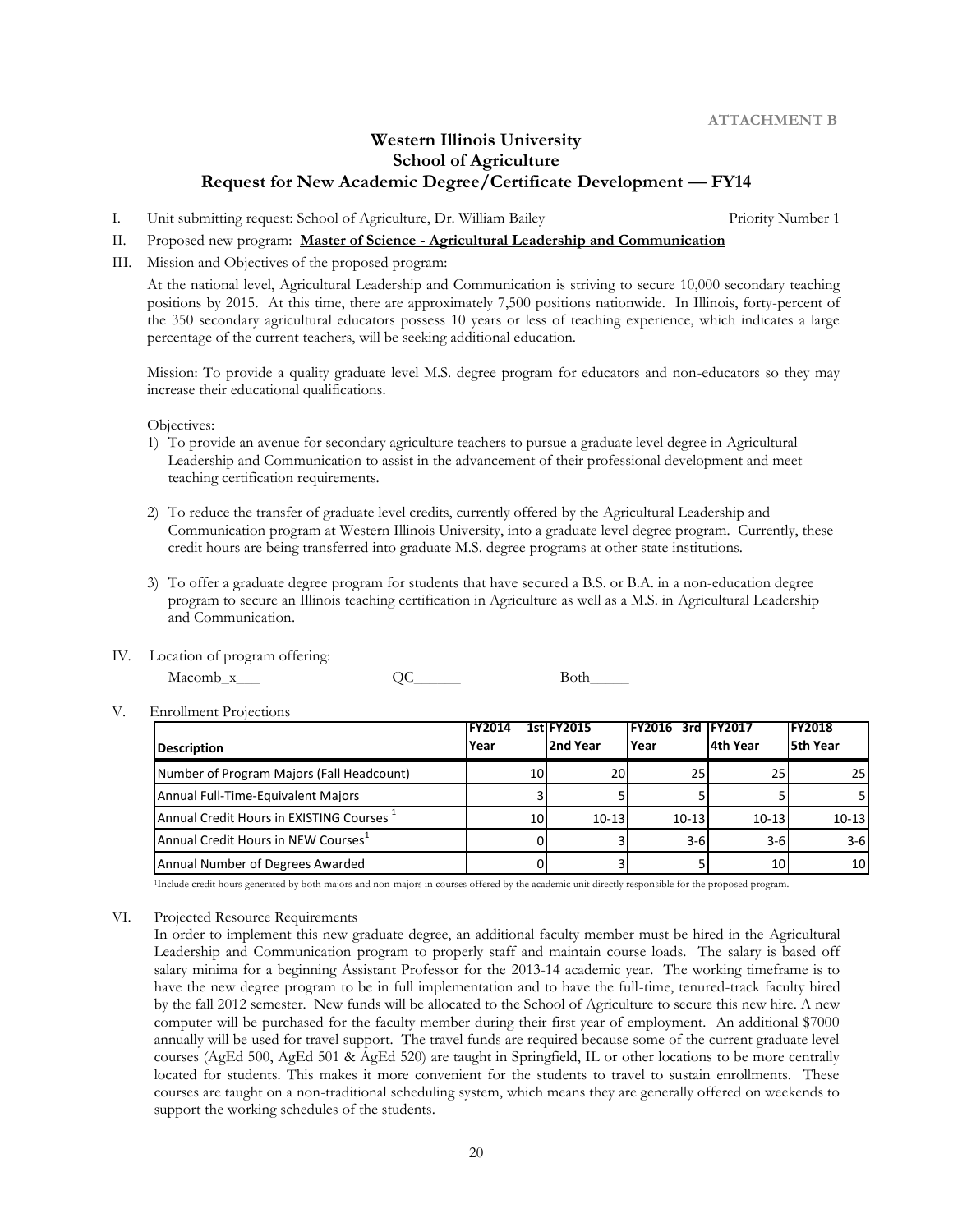ATTACHMENT B

# Western Illinois University
## School of Agriculture
## Request for New Academic Degree/Certificate Development — FY14

I. Unit submitting request: School of Agriculture, Dr. William Bailey    Priority Number 1

II. Proposed new program: **Master of Science - Agricultural Leadership and Communication**

III. Mission and Objectives of the proposed program:

At the national level, Agricultural Leadership and Communication is striving to secure 10,000 secondary teaching positions by 2015. At this time, there are approximately 7,500 positions nationwide. In Illinois, forty-percent of the 350 secondary agricultural educators possess 10 years or less of teaching experience, which indicates a large percentage of the current teachers, will be seeking additional education.

Mission: To provide a quality graduate level M.S. degree program for educators and non-educators so they may increase their educational qualifications.

Objectives:

1) To provide an avenue for secondary agriculture teachers to pursue a graduate level degree in Agricultural Leadership and Communication to assist in the advancement of their professional development and meet teaching certification requirements.

2) To reduce the transfer of graduate level credits, currently offered by the Agricultural Leadership and Communication program at Western Illinois University, into a graduate level degree program. Currently, these credit hours are being transferred into graduate M.S. degree programs at other state institutions.

3) To offer a graduate degree program for students that have secured a B.S. or B.A. in a non-education degree program to secure an Illinois teaching certification in Agriculture as well as a M.S. in Agricultural Leadership and Communication.

IV. Location of program offering:

Macomb_x___    QC______    Both_____

V. Enrollment Projections

| Description | FY2014 1st Year | FY2015 2nd Year | FY2016 3rd Year | FY2017 4th Year | FY2018 5th Year |
|---|---|---|---|---|---|
| Number of Program Majors (Fall Headcount) | 10 | 20 | 25 | 25 | 25 |
| Annual Full-Time-Equivalent Majors | 3 | 5 | 5 | 5 | 5 |
| Annual Credit Hours in EXISTING Courses [1] | 10 | 10-13 | 10-13 | 10-13 | 10-13 |
| Annual Credit Hours in NEW Courses[1] | 0 | 3 | 3-6 | 3-6 | 3-6 |
| Annual Number of Degrees Awarded | 0 | 3 | 5 | 10 | 10 |

[1]Include credit hours generated by both majors and non-majors in courses offered by the academic unit directly responsible for the proposed program.

VI. Projected Resource Requirements

In order to implement this new graduate degree, an additional faculty member must be hired in the Agricultural Leadership and Communication program to properly staff and maintain course loads. The salary is based off salary minima for a beginning Assistant Professor for the 2013-14 academic year. The working timeframe is to have the new degree program to be in full implementation and to have the full-time, tenured-track faculty hired by the fall 2012 semester. New funds will be allocated to the School of Agriculture to secure this new hire. A new computer will be purchased for the faculty member during their first year of employment. An additional $7000 annually will be used for travel support. The travel funds are required because some of the current graduate level courses (AgEd 500, AgEd 501 & AgEd 520) are taught in Springfield, IL or other locations to be more centrally located for students. This makes it more convenient for the students to travel to sustain enrollments. These courses are taught on a non-traditional scheduling system, which means they are generally offered on weekends to support the working schedules of the students.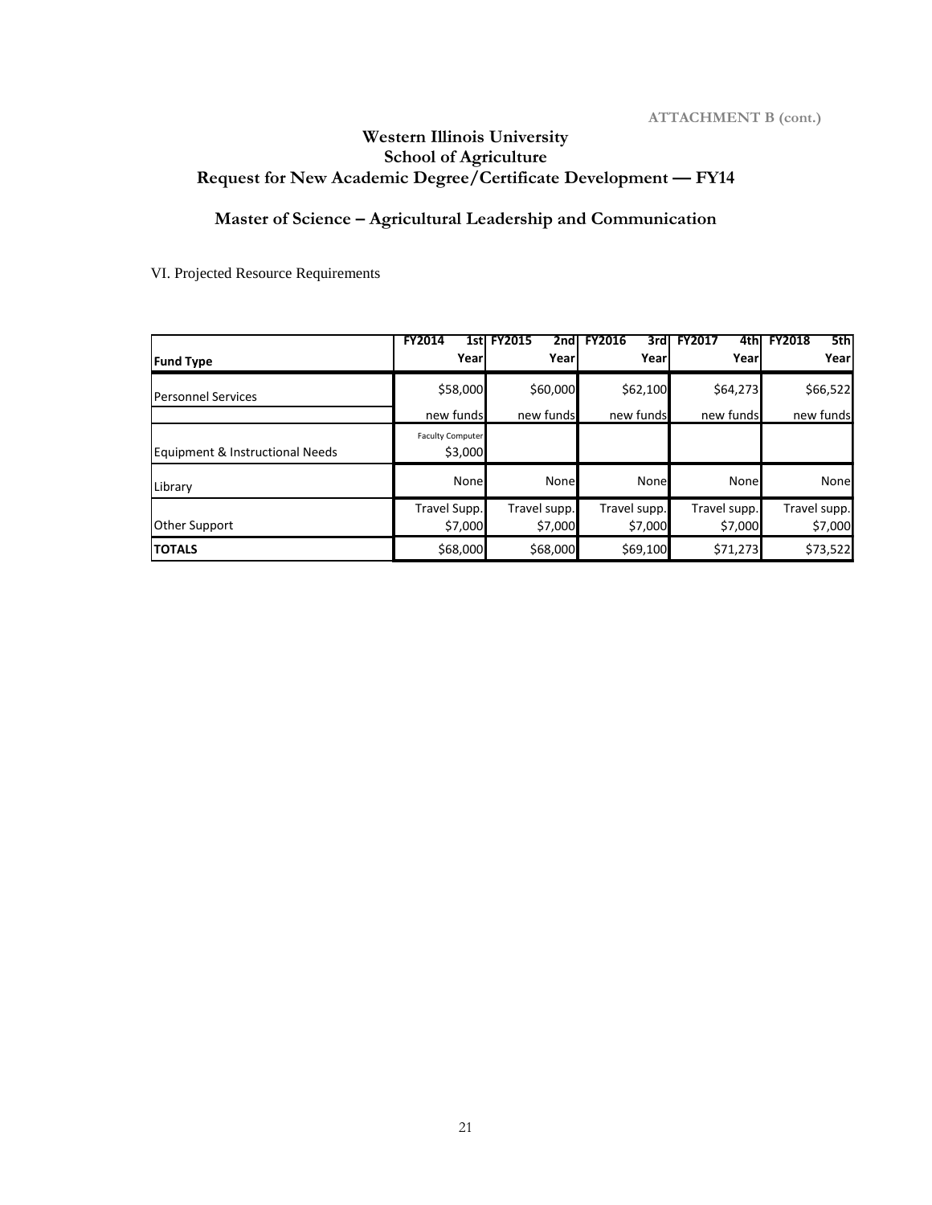ATTACHMENT B (cont.)

# Western Illinois University
# School of Agriculture
# Request for New Academic Degree/Certificate Development — FY14

## Master of Science – Agricultural Leadership and Communication

VI. Projected Resource Requirements

| Fund Type | FY2014 1st Year | FY2015 2nd Year | FY2016 3rd Year | FY2017 4th Year | FY2018 5th Year |
|---|---|---|---|---|---|
| Personnel Services | $58,000 | $60,000 | $62,100 | $64,273 | $66,522 |
| | new funds | new funds | new funds | new funds | new funds |
| Equipment & Instructional Needs | Faculty Computer $3,000 | | | | |
| Library | None | None | None | None | None |
| Other Support | Travel Supp. $7,000 | Travel supp. $7,000 | Travel supp. $7,000 | Travel supp. $7,000 | Travel supp. $7,000 |
| **TOTALS** | $68,000 | $68,000 | $69,100 | $71,273 | $73,522 |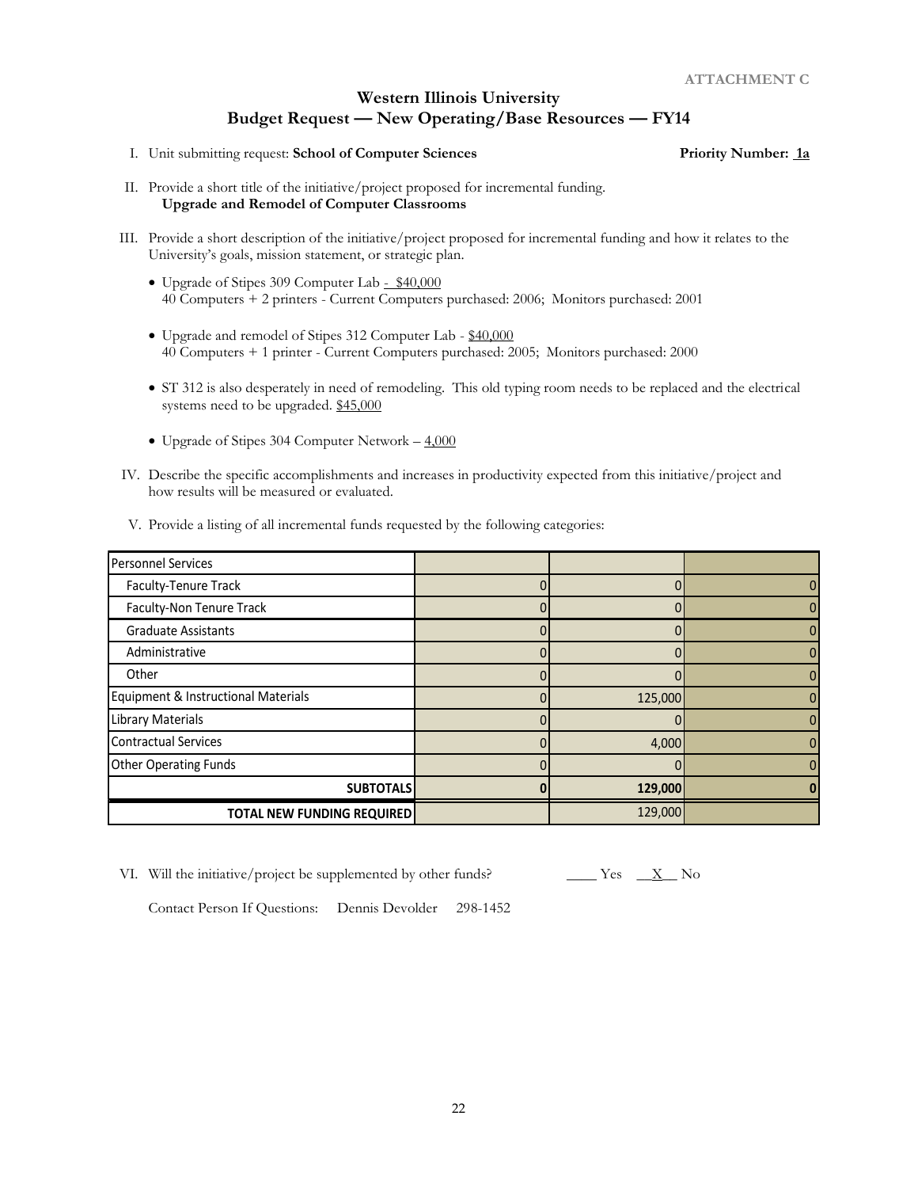**ATTACHMENT C**

## Western Illinois University
## Budget Request — New Operating/Base Resources — FY14

I. Unit submitting request: **School of Computer Sciences** **Priority Number: 1a**

II. Provide a short title of the initiative/project proposed for incremental funding.
**Upgrade and Remodel of Computer Classrooms**

III. Provide a short description of the initiative/project proposed for incremental funding and how it relates to the University's goals, mission statement, or strategic plan.

- Upgrade of Stipes 309 Computer Lab - $40,000
  40 Computers + 2 printers - Current Computers purchased: 2006; Monitors purchased: 2001
- Upgrade and remodel of Stipes 312 Computer Lab - $40,000
  40 Computers + 1 printer - Current Computers purchased: 2005; Monitors purchased: 2000
- ST 312 is also desperately in need of remodeling. This old typing room needs to be replaced and the electrical systems need to be upgraded. $45,000
- Upgrade of Stipes 304 Computer Network – 4,000

IV. Describe the specific accomplishments and increases in productivity expected from this initiative/project and how results will be measured or evaluated.

V. Provide a listing of all incremental funds requested by the following categories:

| | | | |
|---|---|---|---|
| Personnel Services | | | |
| Faculty-Tenure Track | 0 | 0 | 0 |
| Faculty-Non Tenure Track | 0 | 0 | 0 |
| Graduate Assistants | 0 | 0 | 0 |
| Administrative | 0 | 0 | 0 |
| Other | 0 | 0 | 0 |
| Equipment & Instructional Materials | 0 | 125,000 | 0 |
| Library Materials | 0 | 0 | 0 |
| Contractual Services | 0 | 4,000 | 0 |
| Other Operating Funds | 0 | 0 | 0 |
| **SUBTOTALS** | **0** | **129,000** | **0** |
| **TOTAL NEW FUNDING REQUIRED** | | 129,000 | |

VI. Will the initiative/project be supplemented by other funds? ____ Yes __X__ No

Contact Person If Questions: Dennis Devolder 298-1452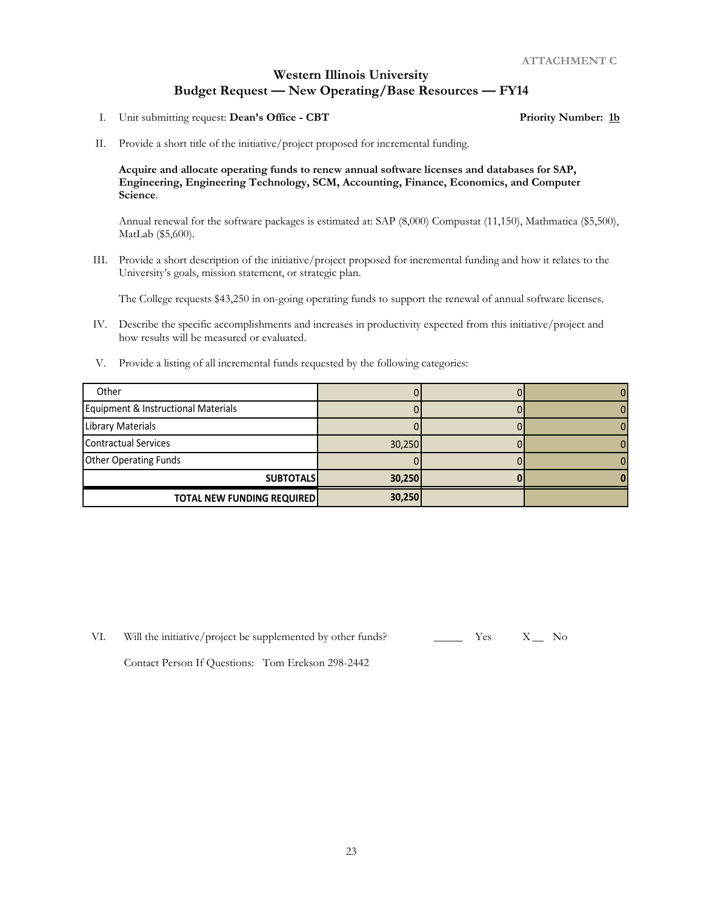ATTACHMENT C

# Western Illinois University
## Budget Request — New Operating/Base Resources — FY14

I. Unit submitting request: **Dean's Office - CBT** **Priority Number: 1b**

II. Provide a short title of the initiative/project proposed for incremental funding.

**Acquire and allocate operating funds to renew annual software licenses and databases for SAP, Engineering, Engineering Technology, SCM, Accounting, Finance, Economics, and Computer Science**.

Annual renewal for the software packages is estimated at: SAP (8,000) Compustat (11,150), Mathmatica ($5,500), MatLab ($5,600).

III. Provide a short description of the initiative/project proposed for incremental funding and how it relates to the University's goals, mission statement, or strategic plan.

The College requests $43,250 in on-going operating funds to support the renewal of annual software licenses.

IV. Describe the specific accomplishments and increases in productivity expected from this initiative/project and how results will be measured or evaluated.

V. Provide a listing of all incremental funds requested by the following categories:

| | | | |
|---|---|---|---|
| Other | 0 | 0 | 0 |
| Equipment & Instructional Materials | 0 | 0 | 0 |
| Library Materials | 0 | 0 | 0 |
| Contractual Services | 30,250 | 0 | 0 |
| Other Operating Funds | 0 | 0 | 0 |
| **SUBTOTALS** | **30,250** | **0** | **0** |
| **TOTAL NEW FUNDING REQUIRED** | **30,250** | | |

VI. Will the initiative/project be supplemented by other funds? _____ Yes X__ No

Contact Person If Questions: Tom Erekson 298-2442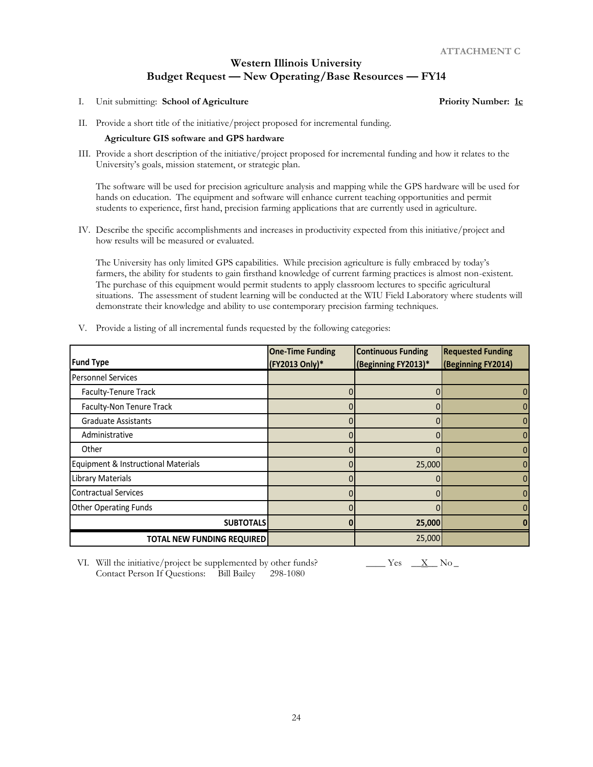ATTACHMENT C

# Western Illinois University
## Budget Request — New Operating/Base Resources — FY14

I. Unit submitting: **School of Agriculture** **Priority Number: 1c**

II. Provide a short title of the initiative/project proposed for incremental funding.

**Agriculture GIS software and GPS hardware**

III. Provide a short description of the initiative/project proposed for incremental funding and how it relates to the University's goals, mission statement, or strategic plan.

The software will be used for precision agriculture analysis and mapping while the GPS hardware will be used for hands on education. The equipment and software will enhance current teaching opportunities and permit students to experience, first hand, precision farming applications that are currently used in agriculture.

IV. Describe the specific accomplishments and increases in productivity expected from this initiative/project and how results will be measured or evaluated.

The University has only limited GPS capabilities. While precision agriculture is fully embraced by today's farmers, the ability for students to gain firsthand knowledge of current farming practices is almost non-existent. The purchase of this equipment would permit students to apply classroom lectures to specific agricultural situations. The assessment of student learning will be conducted at the WIU Field Laboratory where students will demonstrate their knowledge and ability to use contemporary precision farming techniques.

V. Provide a listing of all incremental funds requested by the following categories:

| Fund Type | One-Time Funding (FY2013 Only)* | Continuous Funding (Beginning FY2013)* | Requested Funding (Beginning FY2014) |
|---|---|---|---|
| Personnel Services | | | |
| Faculty-Tenure Track | 0 | 0 | 0 |
| Faculty-Non Tenure Track | 0 | 0 | 0 |
| Graduate Assistants | 0 | 0 | 0 |
| Administrative | 0 | 0 | 0 |
| Other | 0 | 0 | 0 |
| Equipment & Instructional Materials | 0 | 25,000 | 0 |
| Library Materials | 0 | 0 | 0 |
| Contractual Services | 0 | 0 | 0 |
| Other Operating Funds | 0 | 0 | 0 |
| **SUBTOTALS** | **0** | **25,000** | **0** |
| **TOTAL NEW FUNDING REQUIRED** | | 25,000 | |

VI. Will the initiative/project be supplemented by other funds? ____ Yes __X__ No _
Contact Person If Questions: Bill Bailey 298-1080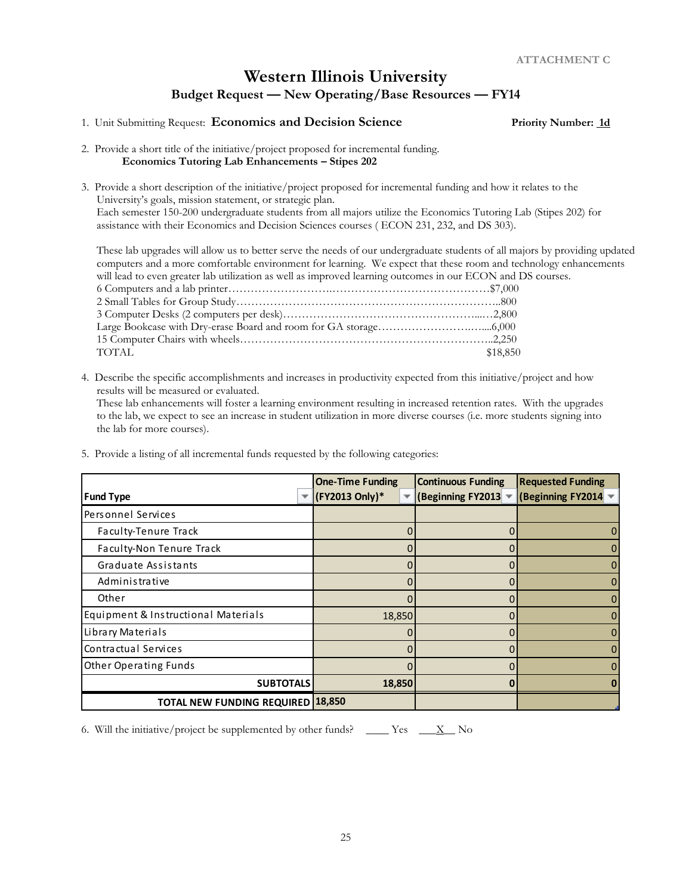ATTACHMENT C

# Western Illinois University

## Budget Request — New Operating/Base Resources — FY14

1. Unit Submitting Request: **Economics and Decision Science** **Priority Number: 1d**

2. Provide a short title of the initiative/project proposed for incremental funding.
   **Economics Tutoring Lab Enhancements – Stipes 202**

3. Provide a short description of the initiative/project proposed for incremental funding and how it relates to the University's goals, mission statement, or strategic plan.
   Each semester 150-200 undergraduate students from all majors utilize the Economics Tutoring Lab (Stipes 202) for assistance with their Economics and Decision Sciences courses ( ECON 231, 232, and DS 303).

   These lab upgrades will allow us to better serve the needs of our undergraduate students of all majors by providing updated computers and a more comfortable environment for learning. We expect that these room and technology enhancements will lead to even greater lab utilization as well as improved learning outcomes in our ECON and DS courses.

   6 Computers and a lab printer……………………………………………………………$7,000
   2 Small Tables for Group Study……………………………………………………………..800
   3 Computer Desks (2 computers per desk)…………………………………………….....2,800
   Large Bookcase with Dry-erase Board and room for GA storage…………………….…....6,000
   15 Computer Chairs with wheels…………………………………………………………..2,250
   TOTAL $18,850

4. Describe the specific accomplishments and increases in productivity expected from this initiative/project and how results will be measured or evaluated.
   These lab enhancements will foster a learning environment resulting in increased retention rates. With the upgrades to the lab, we expect to see an increase in student utilization in more diverse courses (i.e. more students signing into the lab for more courses).

5. Provide a listing of all incremental funds requested by the following categories:

| Fund Type | One-Time Funding (FY2013 Only)* | Continuous Funding (Beginning FY2013 | Requested Funding (Beginning FY2014 |
|---|---|---|---|
| Personnel Services | | | |
| Faculty-Tenure Track | 0 | 0 | 0 |
| Faculty-Non Tenure Track | 0 | 0 | 0 |
| Graduate Assistants | 0 | 0 | 0 |
| Administrative | 0 | 0 | 0 |
| Other | 0 | 0 | 0 |
| Equipment & Instructional Materials | 18,850 | 0 | 0 |
| Library Materials | 0 | 0 | 0 |
| Contractual Services | 0 | 0 | 0 |
| Other Operating Funds | 0 | 0 | 0 |
| **SUBTOTALS** | **18,850** | **0** | **0** |
| **TOTAL NEW FUNDING REQUIRED** | **18,850** | | |

6. Will the initiative/project be supplemented by other funds? ____ Yes __X__ No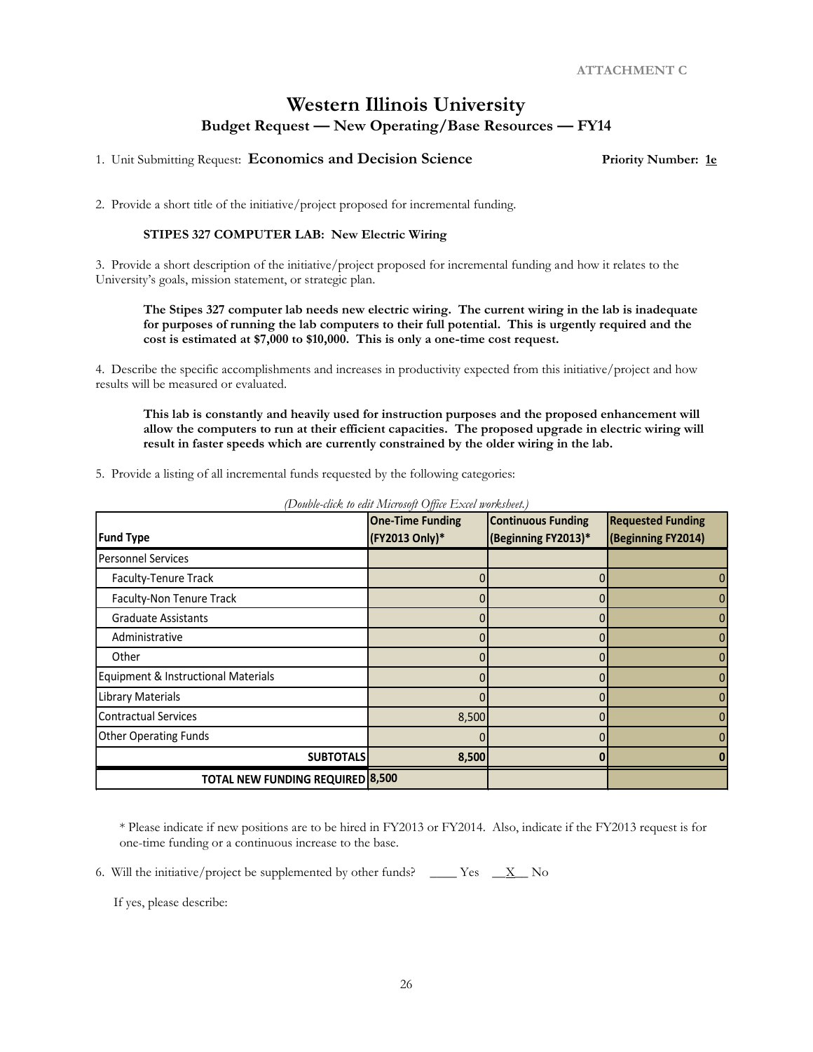ATTACHMENT C

# Western Illinois University

## Budget Request — New Operating/Base Resources — FY14

1. Unit Submitting Request: **Economics and Decision Science** **Priority Number: 1e**

2. Provide a short title of the initiative/project proposed for incremental funding.

   **STIPES 327 COMPUTER LAB: New Electric Wiring**

3. Provide a short description of the initiative/project proposed for incremental funding and how it relates to the University's goals, mission statement, or strategic plan.

   **The Stipes 327 computer lab needs new electric wiring. The current wiring in the lab is inadequate for purposes of running the lab computers to their full potential. This is urgently required and the cost is estimated at $7,000 to $10,000. This is only a one-time cost request.**

4. Describe the specific accomplishments and increases in productivity expected from this initiative/project and how results will be measured or evaluated.

   **This lab is constantly and heavily used for instruction purposes and the proposed enhancement will allow the computers to run at their efficient capacities. The proposed upgrade in electric wiring will result in faster speeds which are currently constrained by the older wiring in the lab.**

5. Provide a listing of all incremental funds requested by the following categories:

*(Double-click to edit Microsoft Office Excel worksheet.)*

| Fund Type | One-Time Funding (FY2013 Only)* | Continuous Funding (Beginning FY2013)* | Requested Funding (Beginning FY2014) |
|---|---|---|---|
| Personnel Services | | | |
| Faculty-Tenure Track | 0 | 0 | 0 |
| Faculty-Non Tenure Track | 0 | 0 | 0 |
| Graduate Assistants | 0 | 0 | 0 |
| Administrative | 0 | 0 | 0 |
| Other | 0 | 0 | 0 |
| Equipment & Instructional Materials | 0 | 0 | 0 |
| Library Materials | 0 | 0 | 0 |
| Contractual Services | 8,500 | 0 | 0 |
| Other Operating Funds | 0 | 0 | 0 |
| **SUBTOTALS** | **8,500** | **0** | **0** |
| **TOTAL NEW FUNDING REQUIRED** | **8,500** | | |

\* Please indicate if new positions are to be hired in FY2013 or FY2014. Also, indicate if the FY2013 request is for one-time funding or a continuous increase to the base.

6. Will the initiative/project be supplemented by other funds? ____ Yes __X__ No

   If yes, please describe: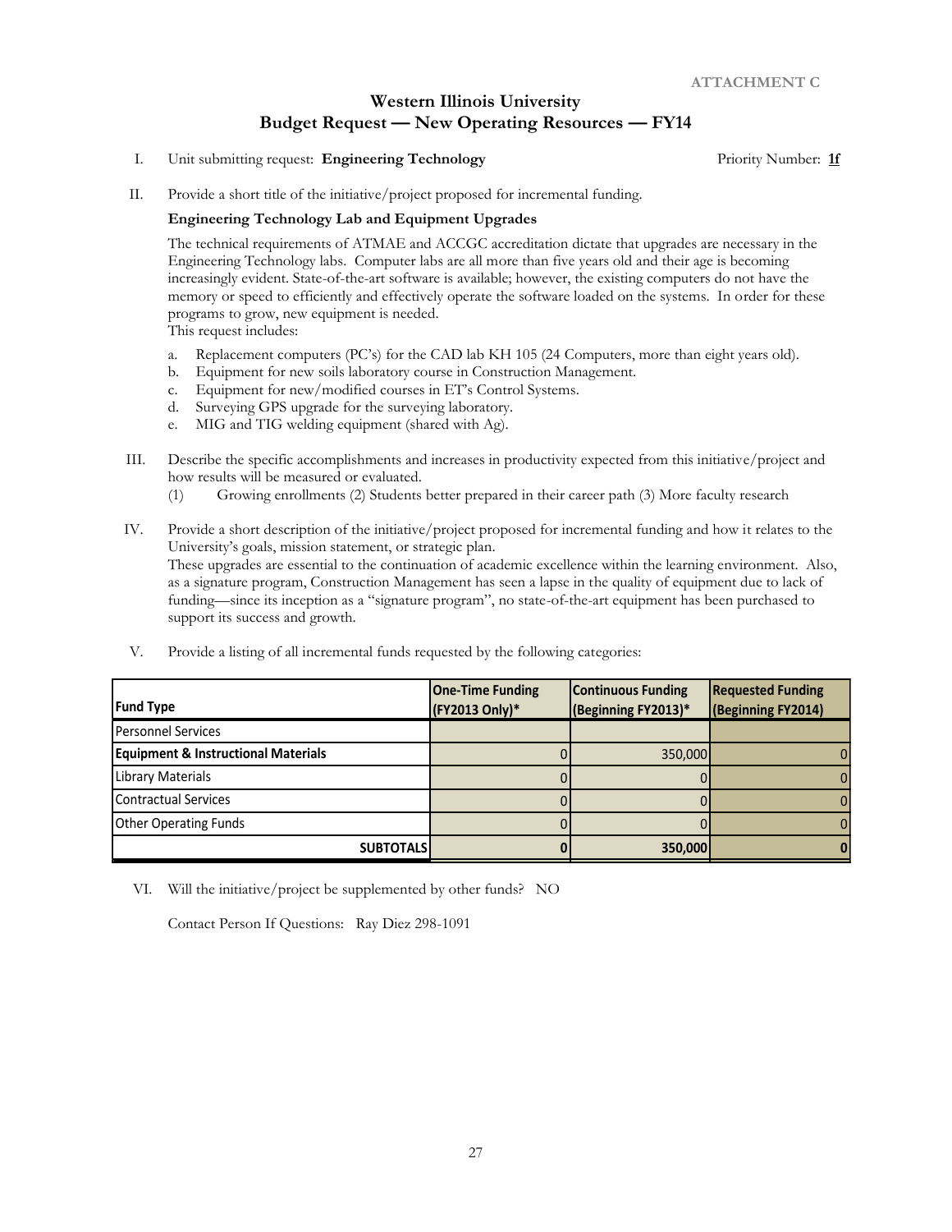**ATTACHMENT C**

## Western Illinois University
## Budget Request — New Operating Resources — FY14

I. Unit submitting request: **Engineering Technology** Priority Number: **1f**

II. Provide a short title of the initiative/project proposed for incremental funding.

**Engineering Technology Lab and Equipment Upgrades**

The technical requirements of ATMAE and ACCGC accreditation dictate that upgrades are necessary in the Engineering Technology labs. Computer labs are all more than five years old and their age is becoming increasingly evident. State-of-the-art software is available; however, the existing computers do not have the memory or speed to efficiently and effectively operate the software loaded on the systems. In order for these programs to grow, new equipment is needed.
This request includes:

a. Replacement computers (PC's) for the CAD lab KH 105 (24 Computers, more than eight years old).
b. Equipment for new soils laboratory course in Construction Management.
c. Equipment for new/modified courses in ET's Control Systems.
d. Surveying GPS upgrade for the surveying laboratory.
e. MIG and TIG welding equipment (shared with Ag).

III. Describe the specific accomplishments and increases in productivity expected from this initiative/project and how results will be measured or evaluated.

(1) Growing enrollments (2) Students better prepared in their career path (3) More faculty research

IV. Provide a short description of the initiative/project proposed for incremental funding and how it relates to the University's goals, mission statement, or strategic plan.
These upgrades are essential to the continuation of academic excellence within the learning environment. Also, as a signature program, Construction Management has seen a lapse in the quality of equipment due to lack of funding—since its inception as a "signature program", no state-of-the-art equipment has been purchased to support its success and growth.

V. Provide a listing of all incremental funds requested by the following categories:

| Fund Type | One-Time Funding (FY2013 Only)* | Continuous Funding (Beginning FY2013)* | Requested Funding (Beginning FY2014) |
|---|---|---|---|
| Personnel Services | | | |
| **Equipment & Instructional Materials** | 0 | 350,000 | 0 |
| Library Materials | 0 | 0 | 0 |
| Contractual Services | 0 | 0 | 0 |
| Other Operating Funds | 0 | 0 | 0 |
| **SUBTOTALS** | **0** | **350,000** | **0** |

VI. Will the initiative/project be supplemented by other funds? NO

Contact Person If Questions: Ray Diez 298-1091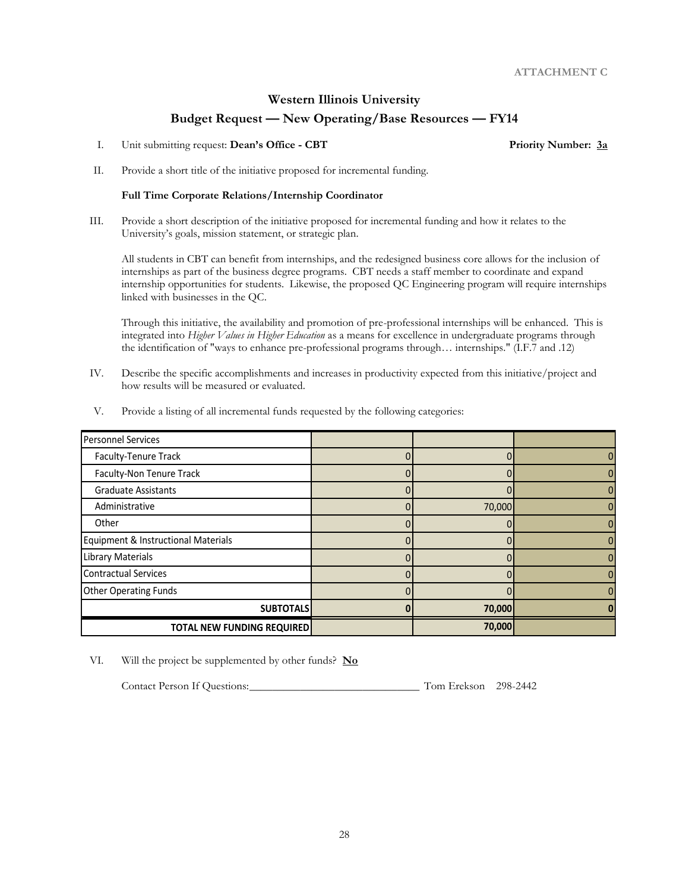ATTACHMENT C

# Western Illinois University

## Budget Request — New Operating/Base Resources — FY14

I. Unit submitting request: **Dean's Office - CBT** **Priority Number: 3a**

II. Provide a short title of the initiative proposed for incremental funding.

**Full Time Corporate Relations/Internship Coordinator**

III. Provide a short description of the initiative proposed for incremental funding and how it relates to the University's goals, mission statement, or strategic plan.

All students in CBT can benefit from internships, and the redesigned business core allows for the inclusion of internships as part of the business degree programs. CBT needs a staff member to coordinate and expand internship opportunities for students. Likewise, the proposed QC Engineering program will require internships linked with businesses in the QC.

Through this initiative, the availability and promotion of pre-professional internships will be enhanced. This is integrated into *Higher Values in Higher Education* as a means for excellence in undergraduate programs through the identification of "ways to enhance pre-professional programs through… internships." (I.F.7 and .12)

IV. Describe the specific accomplishments and increases in productivity expected from this initiative/project and how results will be measured or evaluated.

V. Provide a listing of all incremental funds requested by the following categories:

| Personnel Services | | | |
|---|---|---|---|
| Faculty-Tenure Track | 0 | 0 | 0 |
| Faculty-Non Tenure Track | 0 | 0 | 0 |
| Graduate Assistants | 0 | 0 | 0 |
| Administrative | 0 | 70,000 | 0 |
| Other | 0 | 0 | 0 |
| Equipment & Instructional Materials | 0 | 0 | 0 |
| Library Materials | 0 | 0 | 0 |
| Contractual Services | 0 | 0 | 0 |
| Other Operating Funds | 0 | 0 | 0 |
| **SUBTOTALS** | **0** | **70,000** | **0** |
| **TOTAL NEW FUNDING REQUIRED** | | **70,000** | |

VI. Will the project be supplemented by other funds? **No**

Contact Person If Questions:______________________________ Tom Erekson 298-2442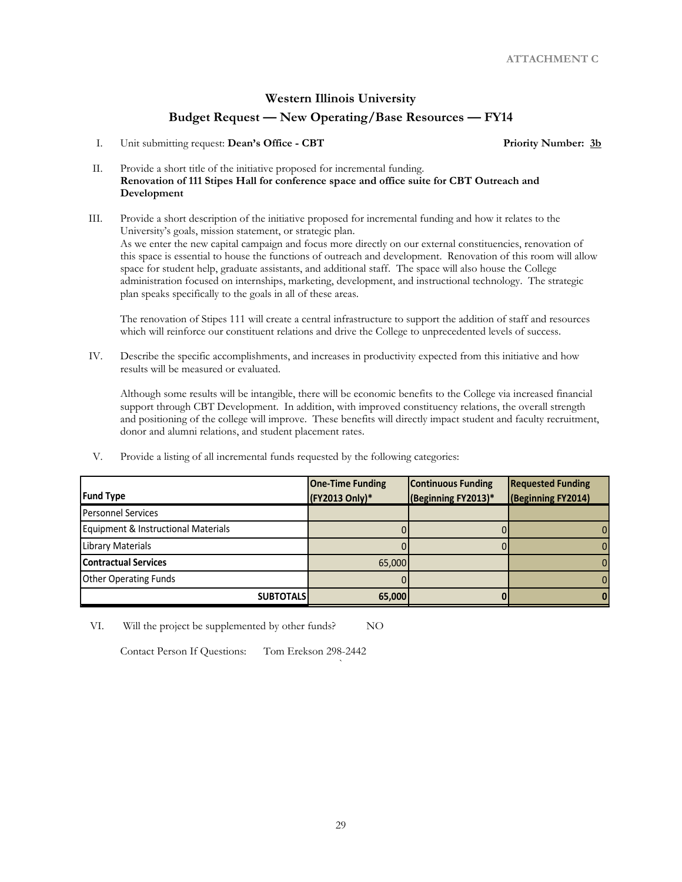ATTACHMENT C

## Western Illinois University

## Budget Request — New Operating/Base Resources — FY14

I. Unit submitting request: **Dean's Office - CBT** **Priority Number: 3b**

II. Provide a short title of the initiative proposed for incremental funding.
**Renovation of 111 Stipes Hall for conference space and office suite for CBT Outreach and Development**

III. Provide a short description of the initiative proposed for incremental funding and how it relates to the University's goals, mission statement, or strategic plan.
As we enter the new capital campaign and focus more directly on our external constituencies, renovation of this space is essential to house the functions of outreach and development. Renovation of this room will allow space for student help, graduate assistants, and additional staff. The space will also house the College administration focused on internships, marketing, development, and instructional technology. The strategic plan speaks specifically to the goals in all of these areas.

The renovation of Stipes 111 will create a central infrastructure to support the addition of staff and resources which will reinforce our constituent relations and drive the College to unprecedented levels of success.

IV. Describe the specific accomplishments, and increases in productivity expected from this initiative and how results will be measured or evaluated.

Although some results will be intangible, there will be economic benefits to the College via increased financial support through CBT Development. In addition, with improved constituency relations, the overall strength and positioning of the college will improve. These benefits will directly impact student and faculty recruitment, donor and alumni relations, and student placement rates.

V. Provide a listing of all incremental funds requested by the following categories:

| Fund Type | One-Time Funding (FY2013 Only)* | Continuous Funding (Beginning FY2013)* | Requested Funding (Beginning FY2014) |
|---|---|---|---|
| Personnel Services | | | |
| Equipment & Instructional Materials | 0 | 0 | 0 |
| Library Materials | 0 | 0 | 0 |
| **Contractual Services** | 65,000 | | 0 |
| Other Operating Funds | 0 | | 0 |
| **SUBTOTALS** | **65,000** | **0** | **0** |

VI. Will the project be supplemented by other funds? NO

Contact Person If Questions: Tom Erekson 298-2442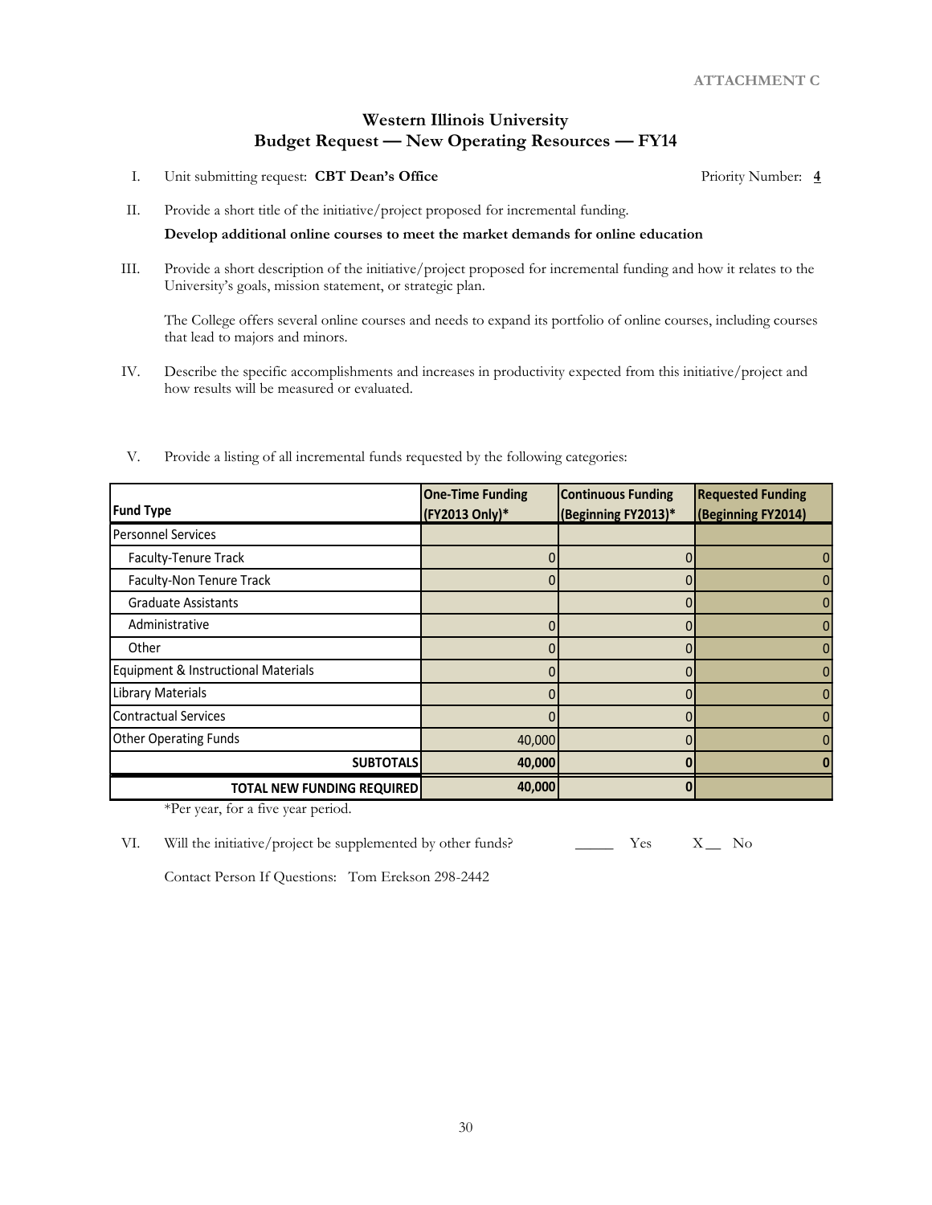ATTACHMENT C

## Western Illinois University
## Budget Request — New Operating Resources — FY14

I. Unit submitting request: **CBT Dean's Office** Priority Number: **4**

II. Provide a short title of the initiative/project proposed for incremental funding.

**Develop additional online courses to meet the market demands for online education**

III. Provide a short description of the initiative/project proposed for incremental funding and how it relates to the University's goals, mission statement, or strategic plan.

The College offers several online courses and needs to expand its portfolio of online courses, including courses that lead to majors and minors.

IV. Describe the specific accomplishments and increases in productivity expected from this initiative/project and how results will be measured or evaluated.

V. Provide a listing of all incremental funds requested by the following categories:

| Fund Type | One-Time Funding (FY2013 Only)* | Continuous Funding (Beginning FY2013)* | Requested Funding (Beginning FY2014) |
|---|---|---|---|
| Personnel Services | | | |
| Faculty-Tenure Track | 0 | 0 | 0 |
| Faculty-Non Tenure Track | 0 | 0 | 0 |
| Graduate Assistants | | 0 | 0 |
| Administrative | 0 | 0 | 0 |
| Other | 0 | 0 | 0 |
| Equipment & Instructional Materials | 0 | 0 | 0 |
| Library Materials | 0 | 0 | 0 |
| Contractual Services | 0 | 0 | 0 |
| Other Operating Funds | 40,000 | 0 | 0 |
| **SUBTOTALS** | **40,000** | **0** | **0** |
| **TOTAL NEW FUNDING REQUIRED** | **40,000** | **0** | |

*Per year, for a five year period.

VI. Will the initiative/project be supplemented by other funds? _____ Yes X__ No

Contact Person If Questions: Tom Erekson 298-2442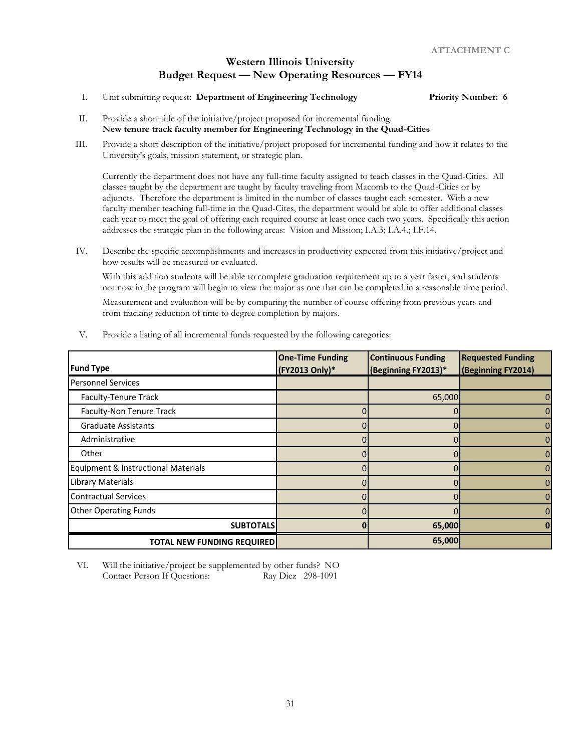ATTACHMENT C

# Western Illinois University
## Budget Request — New Operating Resources — FY14

I. Unit submitting request: **Department of Engineering Technology** **Priority Number: 6**

II. Provide a short title of the initiative/project proposed for incremental funding.
**New tenure track faculty member for Engineering Technology in the Quad-Cities**

III. Provide a short description of the initiative/project proposed for incremental funding and how it relates to the University's goals, mission statement, or strategic plan.

Currently the department does not have any full-time faculty assigned to teach classes in the Quad-Cities. All classes taught by the department are taught by faculty traveling from Macomb to the Quad-Cities or by adjuncts. Therefore the department is limited in the number of classes taught each semester. With a new faculty member teaching full-time in the Quad-Cites, the department would be able to offer additional classes each year to meet the goal of offering each required course at least once each two years. Specifically this action addresses the strategic plan in the following areas: Vision and Mission; I.A.3; I.A.4.; I.F.14.

IV. Describe the specific accomplishments and increases in productivity expected from this initiative/project and how results will be measured or evaluated.

With this addition students will be able to complete graduation requirement up to a year faster, and students not now in the program will begin to view the major as one that can be completed in a reasonable time period.

Measurement and evaluation will be by comparing the number of course offering from previous years and from tracking reduction of time to degree completion by majors.

V. Provide a listing of all incremental funds requested by the following categories:

| Fund Type | One-Time Funding (FY2013 Only)* | Continuous Funding (Beginning FY2013)* | Requested Funding (Beginning FY2014) |
|---|---|---|---|
| Personnel Services | | | |
| Faculty-Tenure Track | | 65,000 | 0 |
| Faculty-Non Tenure Track | 0 | 0 | 0 |
| Graduate Assistants | 0 | 0 | 0 |
| Administrative | 0 | 0 | 0 |
| Other | 0 | 0 | 0 |
| Equipment & Instructional Materials | 0 | 0 | 0 |
| Library Materials | 0 | 0 | 0 |
| Contractual Services | 0 | 0 | 0 |
| Other Operating Funds | 0 | 0 | 0 |
| **SUBTOTALS** | **0** | **65,000** | **0** |
| **TOTAL NEW FUNDING REQUIRED** | | **65,000** | |

VI. Will the initiative/project be supplemented by other funds? NO
Contact Person If Questions: Ray Diez 298-1091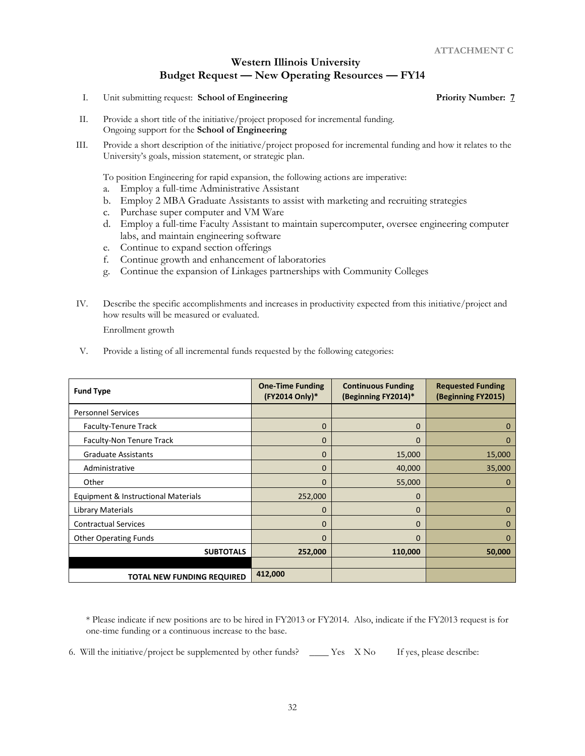ATTACHMENT C

## Western Illinois University
## Budget Request — New Operating Resources — FY14

I. Unit submitting request: **School of Engineering** **Priority Number: 7**

II. Provide a short title of the initiative/project proposed for incremental funding.
Ongoing support for the **School of Engineering**

III. Provide a short description of the initiative/project proposed for incremental funding and how it relates to the University's goals, mission statement, or strategic plan.

To position Engineering for rapid expansion, the following actions are imperative:

a. Employ a full-time Administrative Assistant
b. Employ 2 MBA Graduate Assistants to assist with marketing and recruiting strategies
c. Purchase super computer and VM Ware
d. Employ a full-time Faculty Assistant to maintain supercomputer, oversee engineering computer labs, and maintain engineering software
e. Continue to expand section offerings
f. Continue growth and enhancement of laboratories
g. Continue the expansion of Linkages partnerships with Community Colleges

IV. Describe the specific accomplishments and increases in productivity expected from this initiative/project and how results will be measured or evaluated.

Enrollment growth

V. Provide a listing of all incremental funds requested by the following categories:

| Fund Type | One-Time Funding (FY2014 Only)* | Continuous Funding (Beginning FY2014)* | Requested Funding (Beginning FY2015) |
|---|---|---|---|
| Personnel Services | | | |
| Faculty-Tenure Track | 0 | 0 | 0 |
| Faculty-Non Tenure Track | 0 | 0 | 0 |
| Graduate Assistants | 0 | 15,000 | 15,000 |
| Administrative | 0 | 40,000 | 35,000 |
| Other | 0 | 55,000 | 0 |
| Equipment & Instructional Materials | 252,000 | 0 | |
| Library Materials | 0 | 0 | 0 |
| Contractual Services | 0 | 0 | 0 |
| Other Operating Funds | 0 | 0 | 0 |
| **SUBTOTALS** | **252,000** | **110,000** | **50,000** |
| | | | |
| **TOTAL NEW FUNDING REQUIRED** | **412,000** | | |

\* Please indicate if new positions are to be hired in FY2013 or FY2014. Also, indicate if the FY2013 request is for one-time funding or a continuous increase to the base.

6. Will the initiative/project be supplemented by other funds? ____ Yes X No If yes, please describe: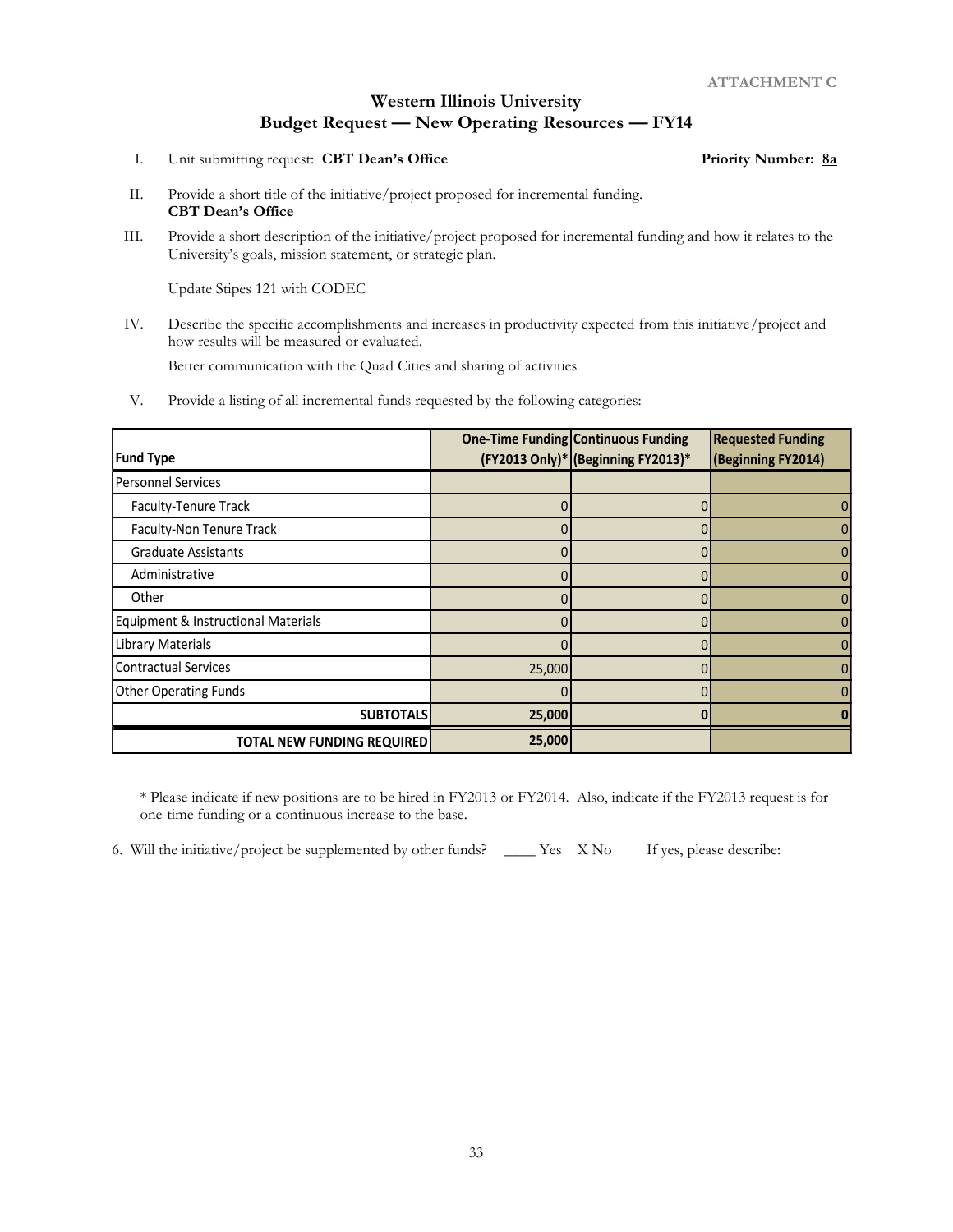ATTACHMENT C

# Western Illinois University
## Budget Request — New Operating Resources — FY14

I. Unit submitting request: **CBT Dean's Office** **Priority Number: 8a**

II. Provide a short title of the initiative/project proposed for incremental funding.
**CBT Dean's Office**

III. Provide a short description of the initiative/project proposed for incremental funding and how it relates to the University's goals, mission statement, or strategic plan.

Update Stipes 121 with CODEC

IV. Describe the specific accomplishments and increases in productivity expected from this initiative/project and how results will be measured or evaluated.

Better communication with the Quad Cities and sharing of activities

V. Provide a listing of all incremental funds requested by the following categories:

| Fund Type | One-Time Funding (FY2013 Only)* | Continuous Funding (Beginning FY2013)* | Requested Funding (Beginning FY2014) |
|---|---|---|---|
| Personnel Services | | | |
| Faculty-Tenure Track | 0 | 0 | 0 |
| Faculty-Non Tenure Track | 0 | 0 | 0 |
| Graduate Assistants | 0 | 0 | 0 |
| Administrative | 0 | 0 | 0 |
| Other | 0 | 0 | 0 |
| Equipment & Instructional Materials | 0 | 0 | 0 |
| Library Materials | 0 | 0 | 0 |
| Contractual Services | 25,000 | 0 | 0 |
| Other Operating Funds | 0 | 0 | 0 |
| **SUBTOTALS** | **25,000** | **0** | **0** |
| **TOTAL NEW FUNDING REQUIRED** | **25,000** | | |

\* Please indicate if new positions are to be hired in FY2013 or FY2014. Also, indicate if the FY2013 request is for one-time funding or a continuous increase to the base.

6. Will the initiative/project be supplemented by other funds? ____ Yes X No If yes, please describe: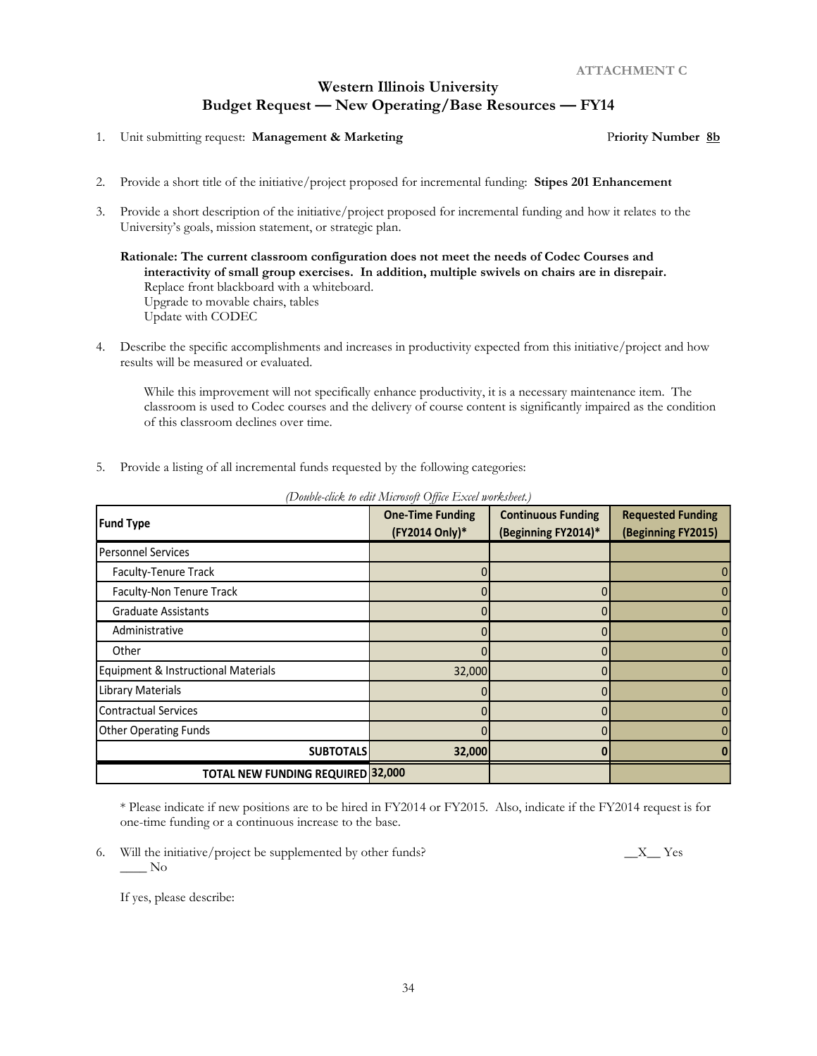ATTACHMENT C

# Western Illinois University
## Budget Request — New Operating/Base Resources — FY14

1. Unit submitting request: **Management & Marketing** Priority Number **8b**

2. Provide a short title of the initiative/project proposed for incremental funding: **Stipes 201 Enhancement**

3. Provide a short description of the initiative/project proposed for incremental funding and how it relates to the University's goals, mission statement, or strategic plan.

   **Rationale: The current classroom configuration does not meet the needs of Codec Courses and interactivity of small group exercises. In addition, multiple swivels on chairs are in disrepair.**
   Replace front blackboard with a whiteboard.
   Upgrade to movable chairs, tables
   Update with CODEC

4. Describe the specific accomplishments and increases in productivity expected from this initiative/project and how results will be measured or evaluated.

   While this improvement will not specifically enhance productivity, it is a necessary maintenance item. The classroom is used to Codec courses and the delivery of course content is significantly impaired as the condition of this classroom declines over time.

5. Provide a listing of all incremental funds requested by the following categories:

*(Double-click to edit Microsoft Office Excel worksheet.)*

| Fund Type | One-Time Funding (FY2014 Only)* | Continuous Funding (Beginning FY2014)* | Requested Funding (Beginning FY2015) |
|---|---|---|---|
| Personnel Services | | | |
| Faculty-Tenure Track | 0 | | 0 |
| Faculty-Non Tenure Track | 0 | 0 | 0 |
| Graduate Assistants | 0 | 0 | 0 |
| Administrative | 0 | 0 | 0 |
| Other | 0 | 0 | 0 |
| Equipment & Instructional Materials | 32,000 | 0 | 0 |
| Library Materials | 0 | 0 | 0 |
| Contractual Services | 0 | 0 | 0 |
| Other Operating Funds | 0 | 0 | 0 |
| **SUBTOTALS** | **32,000** | **0** | **0** |
| **TOTAL NEW FUNDING REQUIRED** | **32,000** | | |

\* Please indicate if new positions are to be hired in FY2014 or FY2015. Also, indicate if the FY2014 request is for one-time funding or a continuous increase to the base.

6. Will the initiative/project be supplemented by other funds? __X__ Yes ____ No

   If yes, please describe: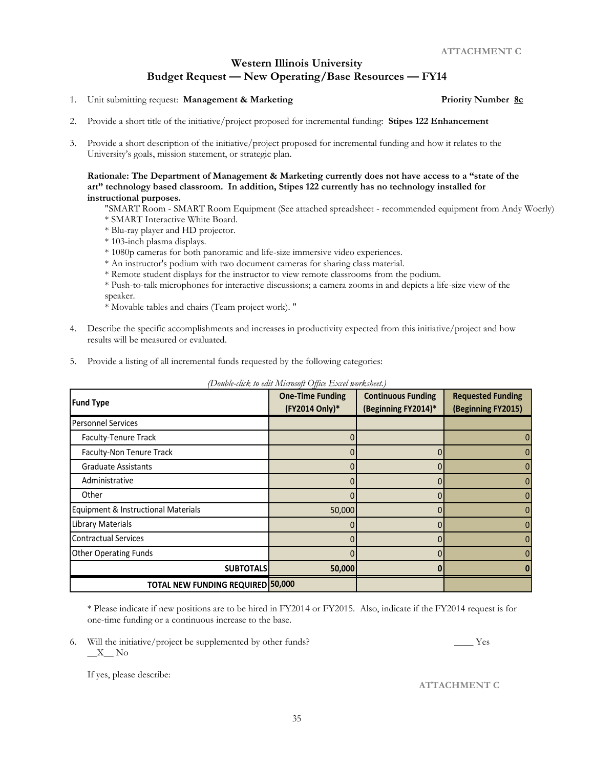ATTACHMENT C

## Western Illinois University
## Budget Request — New Operating/Base Resources — FY14

1. Unit submitting request: **Management & Marketing** **Priority Number 8c**

2. Provide a short title of the initiative/project proposed for incremental funding: **Stipes 122 Enhancement**

3. Provide a short description of the initiative/project proposed for incremental funding and how it relates to the University's goals, mission statement, or strategic plan.

   **Rationale: The Department of Management & Marketing currently does not have access to a "state of the art" technology based classroom. In addition, Stipes 122 currently has no technology installed for instructional purposes.**

   "SMART Room - SMART Room Equipment (See attached spreadsheet - recommended equipment from Andy Woerly)
   * SMART Interactive White Board.
   * Blu-ray player and HD projector.
   * 103-inch plasma displays.
   * 1080p cameras for both panoramic and life-size immersive video experiences.
   * An instructor's podium with two document cameras for sharing class material.
   * Remote student displays for the instructor to view remote classrooms from the podium.
   * Push-to-talk microphones for interactive discussions; a camera zooms in and depicts a life-size view of the speaker.
   * Movable tables and chairs (Team project work). "

4. Describe the specific accomplishments and increases in productivity expected from this initiative/project and how results will be measured or evaluated.

5. Provide a listing of all incremental funds requested by the following categories:

*(Double-click to edit Microsoft Office Excel worksheet.)*

| Fund Type | One-Time Funding (FY2014 Only)* | Continuous Funding (Beginning FY2014)* | Requested Funding (Beginning FY2015) |
|---|---|---|---|
| Personnel Services | | | |
| Faculty-Tenure Track | 0 | | 0 |
| Faculty-Non Tenure Track | 0 | 0 | 0 |
| Graduate Assistants | 0 | 0 | 0 |
| Administrative | 0 | 0 | 0 |
| Other | 0 | 0 | 0 |
| Equipment & Instructional Materials | 50,000 | 0 | 0 |
| Library Materials | 0 | 0 | 0 |
| Contractual Services | 0 | 0 | 0 |
| Other Operating Funds | 0 | 0 | 0 |
| **SUBTOTALS** | **50,000** | **0** | **0** |
| **TOTAL NEW FUNDING REQUIRED** | **50,000** | | |

\* Please indicate if new positions are to be hired in FY2014 or FY2015. Also, indicate if the FY2014 request is for one-time funding or a continuous increase to the base.

6. Will the initiative/project be supplemented by other funds? ____ Yes __X__ No

   If yes, please describe:

ATTACHMENT C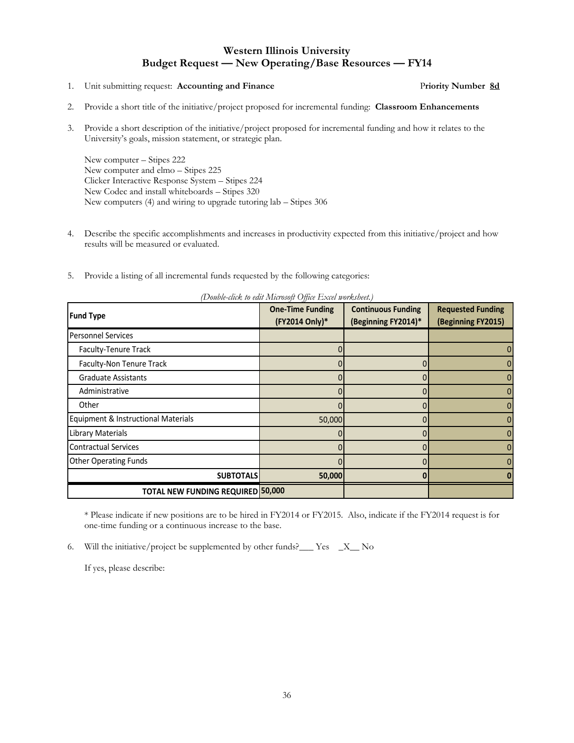## Western Illinois University
## Budget Request — New Operating/Base Resources — FY14

1. Unit submitting request: **Accounting and Finance** Priority Number **8d**

2. Provide a short title of the initiative/project proposed for incremental funding: **Classroom Enhancements**

3. Provide a short description of the initiative/project proposed for incremental funding and how it relates to the University's goals, mission statement, or strategic plan.

   New computer – Stipes 222
   New computer and elmo – Stipes 225
   Clicker Interactive Response System – Stipes 224
   New Codec and install whiteboards – Stipes 320
   New computers (4) and wiring to upgrade tutoring lab – Stipes 306

4. Describe the specific accomplishments and increases in productivity expected from this initiative/project and how results will be measured or evaluated.

5. Provide a listing of all incremental funds requested by the following categories:

*(Double-click to edit Microsoft Office Excel worksheet.)*

| Fund Type | One-Time Funding (FY2014 Only)* | Continuous Funding (Beginning FY2014)* | Requested Funding (Beginning FY2015) |
|---|---|---|---|
| Personnel Services | | | |
| Faculty-Tenure Track | 0 | | 0 |
| Faculty-Non Tenure Track | 0 | 0 | 0 |
| Graduate Assistants | 0 | 0 | 0 |
| Administrative | 0 | 0 | 0 |
| Other | 0 | 0 | 0 |
| Equipment & Instructional Materials | 50,000 | 0 | 0 |
| Library Materials | 0 | 0 | 0 |
| Contractual Services | 0 | 0 | 0 |
| Other Operating Funds | 0 | 0 | 0 |
| **SUBTOTALS** | **50,000** | **0** | **0** |
| **TOTAL NEW FUNDING REQUIRED** | **50,000** | | |

\* Please indicate if new positions are to be hired in FY2014 or FY2015. Also, indicate if the FY2014 request is for one-time funding or a continuous increase to the base.

6. Will the initiative/project be supplemented by other funds?___ Yes _X__ No

   If yes, please describe: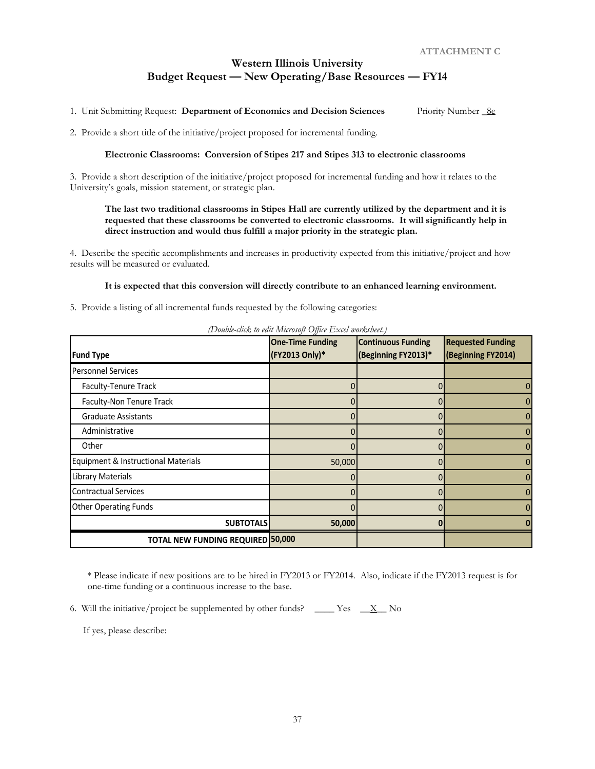ATTACHMENT C

# Western Illinois University
## Budget Request — New Operating/Base Resources — FY14

1. Unit Submitting Request: **Department of Economics and Decision Sciences** Priority Number _8e

2. Provide a short title of the initiative/project proposed for incremental funding.

**Electronic Classrooms: Conversion of Stipes 217 and Stipes 313 to electronic classrooms**

3. Provide a short description of the initiative/project proposed for incremental funding and how it relates to the University's goals, mission statement, or strategic plan.

**The last two traditional classrooms in Stipes Hall are currently utilized by the department and it is requested that these classrooms be converted to electronic classrooms. It will significantly help in direct instruction and would thus fulfill a major priority in the strategic plan.**

4. Describe the specific accomplishments and increases in productivity expected from this initiative/project and how results will be measured or evaluated.

**It is expected that this conversion will directly contribute to an enhanced learning environment.**

5. Provide a listing of all incremental funds requested by the following categories:

*(Double-click to edit Microsoft Office Excel worksheet.)*

| Fund Type | One-Time Funding (FY2013 Only)* | Continuous Funding (Beginning FY2013)* | Requested Funding (Beginning FY2014) |
|---|---|---|---|
| Personnel Services | | | |
| Faculty-Tenure Track | 0 | 0 | 0 |
| Faculty-Non Tenure Track | 0 | 0 | 0 |
| Graduate Assistants | 0 | 0 | 0 |
| Administrative | 0 | 0 | 0 |
| Other | 0 | 0 | 0 |
| Equipment & Instructional Materials | 50,000 | 0 | 0 |
| Library Materials | 0 | 0 | 0 |
| Contractual Services | 0 | 0 | 0 |
| Other Operating Funds | 0 | 0 | 0 |
| **SUBTOTALS** | **50,000** | **0** | **0** |
| **TOTAL NEW FUNDING REQUIRED** | **50,000** | | |

\* Please indicate if new positions are to be hired in FY2013 or FY2014. Also, indicate if the FY2013 request is for one-time funding or a continuous increase to the base.

6. Will the initiative/project be supplemented by other funds? ____ Yes __X__ No

If yes, please describe: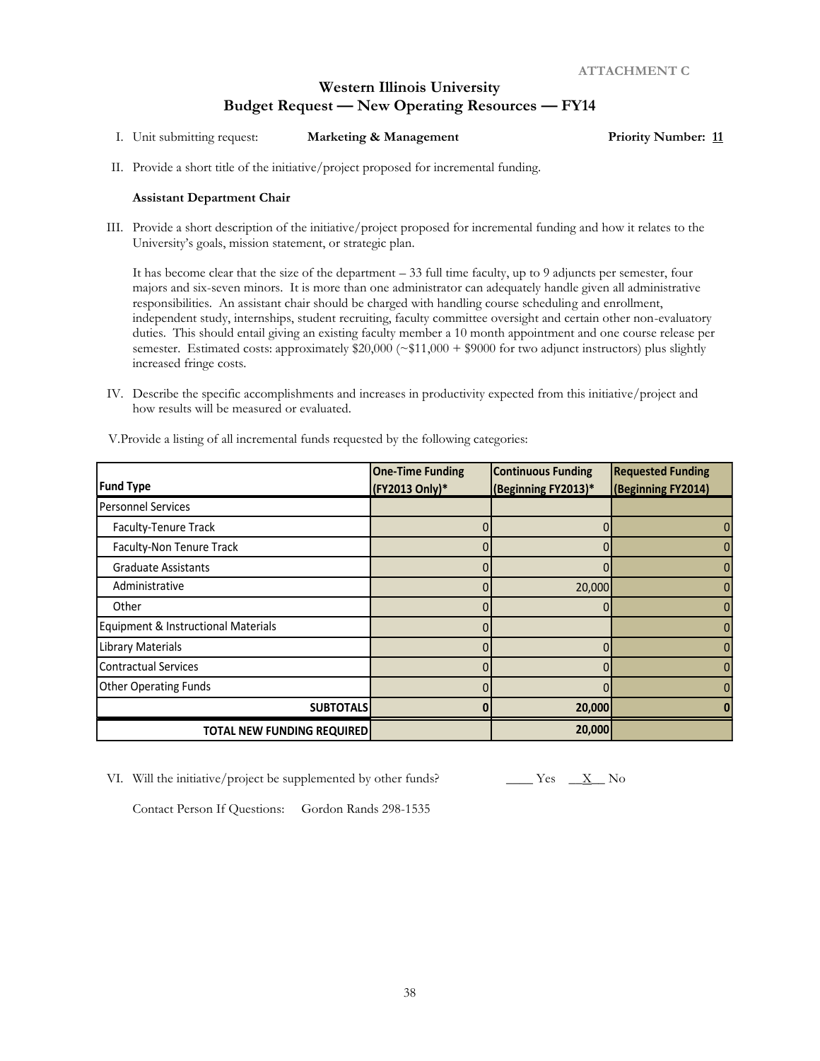ATTACHMENT C

# Western Illinois University
## Budget Request — New Operating Resources — FY14

I. Unit submitting request: **Marketing & Management** **Priority Number: 11**

II. Provide a short title of the initiative/project proposed for incremental funding.

**Assistant Department Chair**

III. Provide a short description of the initiative/project proposed for incremental funding and how it relates to the University's goals, mission statement, or strategic plan.

It has become clear that the size of the department – 33 full time faculty, up to 9 adjuncts per semester, four majors and six-seven minors. It is more than one administrator can adequately handle given all administrative responsibilities. An assistant chair should be charged with handling course scheduling and enrollment, independent study, internships, student recruiting, faculty committee oversight and certain other non-evaluatory duties. This should entail giving an existing faculty member a 10 month appointment and one course release per semester. Estimated costs: approximately $20,000 (~$11,000 + $9000 for two adjunct instructors) plus slightly increased fringe costs.

IV. Describe the specific accomplishments and increases in productivity expected from this initiative/project and how results will be measured or evaluated.

V. Provide a listing of all incremental funds requested by the following categories:

| Fund Type | One-Time Funding (FY2013 Only)* | Continuous Funding (Beginning FY2013)* | Requested Funding (Beginning FY2014) |
|---|---|---|---|
| Personnel Services | | | |
| Faculty-Tenure Track | 0 | 0 | 0 |
| Faculty-Non Tenure Track | 0 | 0 | 0 |
| Graduate Assistants | 0 | 0 | 0 |
| Administrative | 0 | 20,000 | 0 |
| Other | 0 | 0 | 0 |
| Equipment & Instructional Materials | 0 | | 0 |
| Library Materials | 0 | 0 | 0 |
| Contractual Services | 0 | 0 | 0 |
| Other Operating Funds | 0 | 0 | 0 |
| **SUBTOTALS** | **0** | **20,000** | **0** |
| **TOTAL NEW FUNDING REQUIRED** | | **20,000** | |

VI. Will the initiative/project be supplemented by other funds? ____ Yes __X__ No

Contact Person If Questions: Gordon Rands 298-1535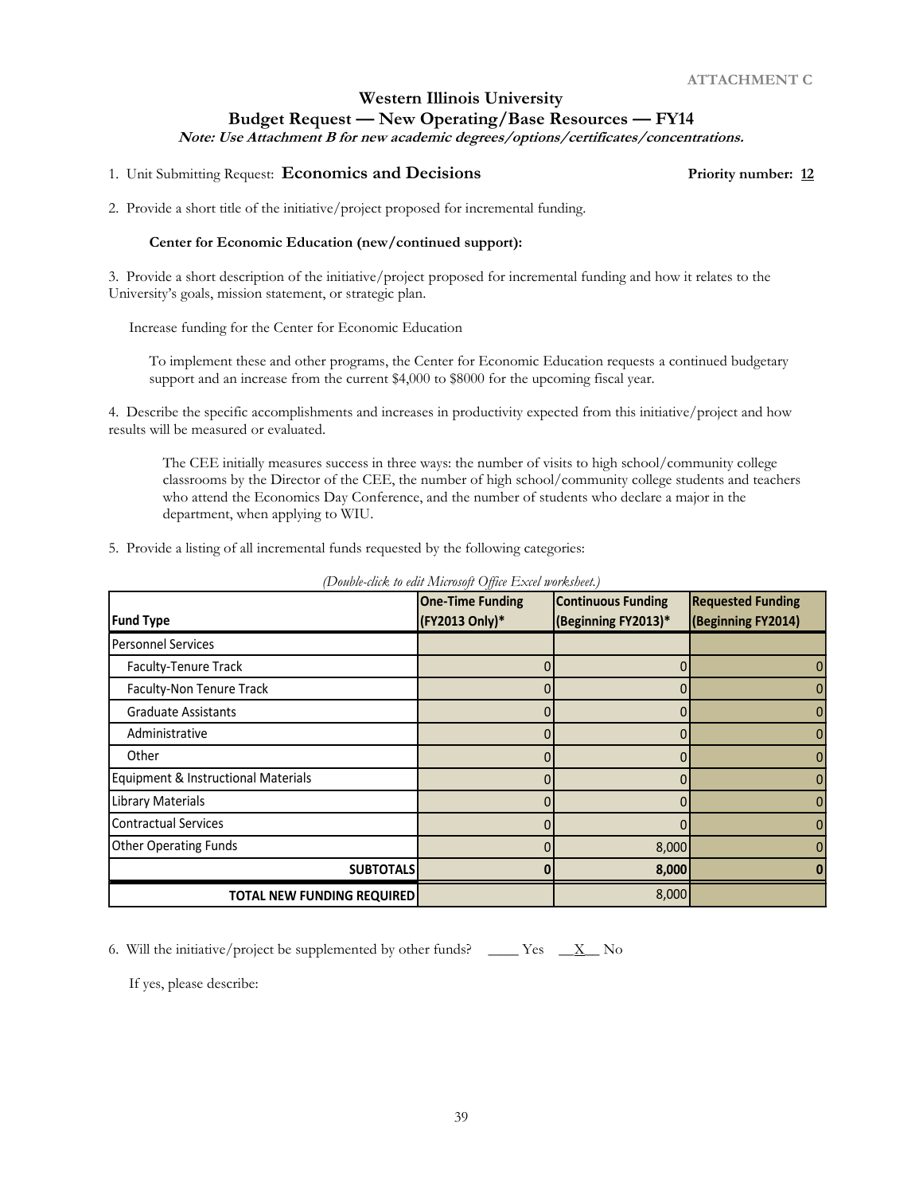ATTACHMENT C

# Western Illinois University
## Budget Request — New Operating/Base Resources — FY14

***Note: Use Attachment B for new academic degrees/options/certificates/concentrations.***

1. Unit Submitting Request: **Economics and Decisions** **Priority number: 12**

2. Provide a short title of the initiative/project proposed for incremental funding.

   **Center for Economic Education (new/continued support):**

3. Provide a short description of the initiative/project proposed for incremental funding and how it relates to the University's goals, mission statement, or strategic plan.

   Increase funding for the Center for Economic Education

   To implement these and other programs, the Center for Economic Education requests a continued budgetary support and an increase from the current $4,000 to $8000 for the upcoming fiscal year.

4. Describe the specific accomplishments and increases in productivity expected from this initiative/project and how results will be measured or evaluated.

   The CEE initially measures success in three ways: the number of visits to high school/community college classrooms by the Director of the CEE, the number of high school/community college students and teachers who attend the Economics Day Conference, and the number of students who declare a major in the department, when applying to WIU.

5. Provide a listing of all incremental funds requested by the following categories:

*(Double-click to edit Microsoft Office Excel worksheet.)*

| Fund Type | One-Time Funding (FY2013 Only)* | Continuous Funding (Beginning FY2013)* | Requested Funding (Beginning FY2014) |
|---|---|---|---|
| Personnel Services | | | |
| Faculty-Tenure Track | 0 | 0 | 0 |
| Faculty-Non Tenure Track | 0 | 0 | 0 |
| Graduate Assistants | 0 | 0 | 0 |
| Administrative | 0 | 0 | 0 |
| Other | 0 | 0 | 0 |
| Equipment & Instructional Materials | 0 | 0 | 0 |
| Library Materials | 0 | 0 | 0 |
| Contractual Services | 0 | 0 | 0 |
| Other Operating Funds | 0 | 8,000 | 0 |
| **SUBTOTALS** | **0** | **8,000** | **0** |
| **TOTAL NEW FUNDING REQUIRED** | | 8,000 | |

6. Will the initiative/project be supplemented by other funds? ____ Yes __X__ No

   If yes, please describe: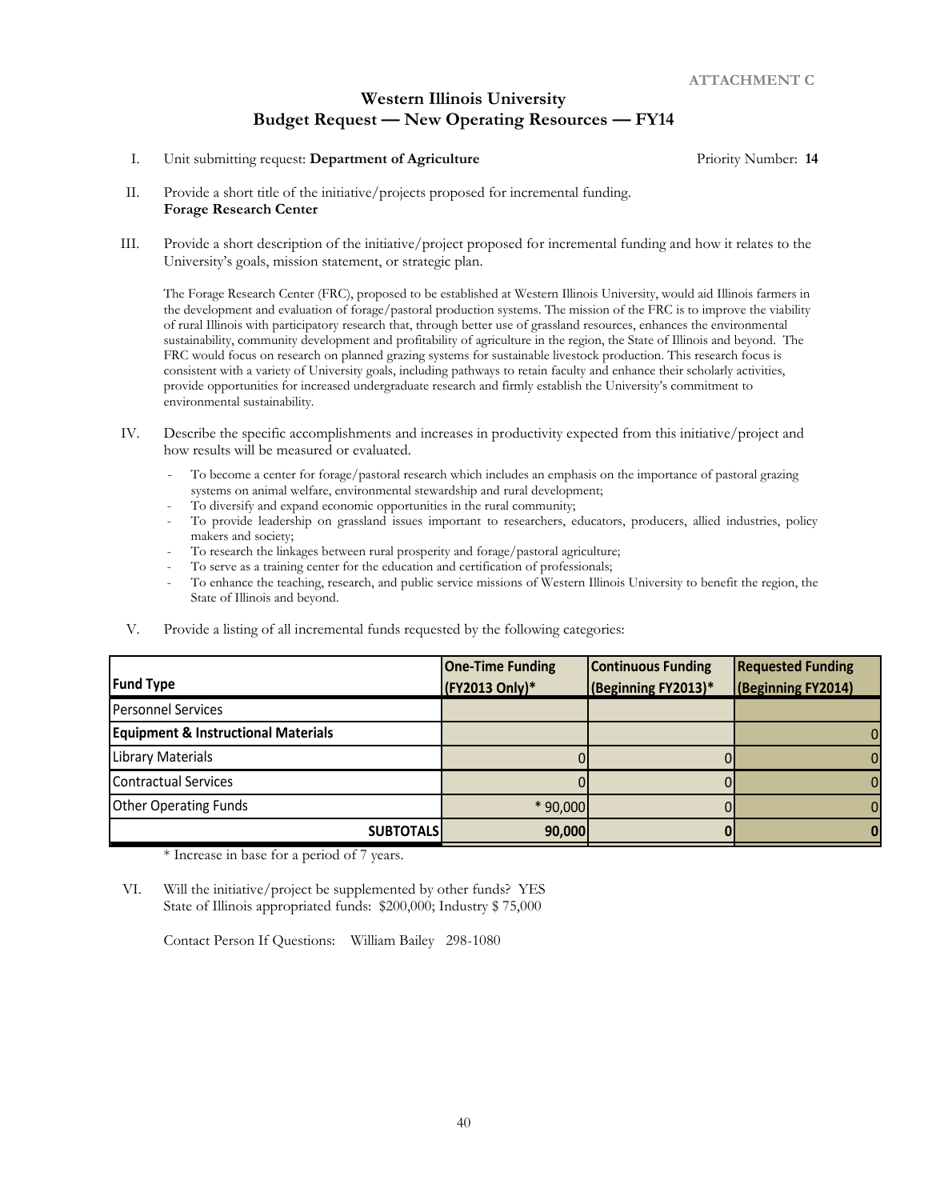ATTACHMENT C

# Western Illinois University
## Budget Request — New Operating Resources — FY14

I. Unit submitting request: **Department of Agriculture** Priority Number: **14**

II. Provide a short title of the initiative/projects proposed for incremental funding.
**Forage Research Center**

III. Provide a short description of the initiative/project proposed for incremental funding and how it relates to the University's goals, mission statement, or strategic plan.

The Forage Research Center (FRC), proposed to be established at Western Illinois University, would aid Illinois farmers in the development and evaluation of forage/pastoral production systems. The mission of the FRC is to improve the viability of rural Illinois with participatory research that, through better use of grassland resources, enhances the environmental sustainability, community development and profitability of agriculture in the region, the State of Illinois and beyond. The FRC would focus on research on planned grazing systems for sustainable livestock production. This research focus is consistent with a variety of University goals, including pathways to retain faculty and enhance their scholarly activities, provide opportunities for increased undergraduate research and firmly establish the University's commitment to environmental sustainability.

IV. Describe the specific accomplishments and increases in productivity expected from this initiative/project and how results will be measured or evaluated.

- To become a center for forage/pastoral research which includes an emphasis on the importance of pastoral grazing systems on animal welfare, environmental stewardship and rural development;
- To diversify and expand economic opportunities in the rural community;
- To provide leadership on grassland issues important to researchers, educators, producers, allied industries, policy makers and society;
- To research the linkages between rural prosperity and forage/pastoral agriculture;
- To serve as a training center for the education and certification of professionals;
- To enhance the teaching, research, and public service missions of Western Illinois University to benefit the region, the State of Illinois and beyond.

V. Provide a listing of all incremental funds requested by the following categories:

| Fund Type | One-Time Funding (FY2013 Only)* | Continuous Funding (Beginning FY2013)* | Requested Funding (Beginning FY2014) |
|---|---|---|---|
| Personnel Services | | | |
| **Equipment & Instructional Materials** | | | 0 |
| Library Materials | 0 | 0 | 0 |
| Contractual Services | 0 | 0 | 0 |
| Other Operating Funds | * 90,000 | 0 | 0 |
| **SUBTOTALS** | **90,000** | **0** | **0** |

\* Increase in base for a period of 7 years.

VI. Will the initiative/project be supplemented by other funds? YES
State of Illinois appropriated funds: $200,000; Industry $ 75,000

Contact Person If Questions: William Bailey 298-1080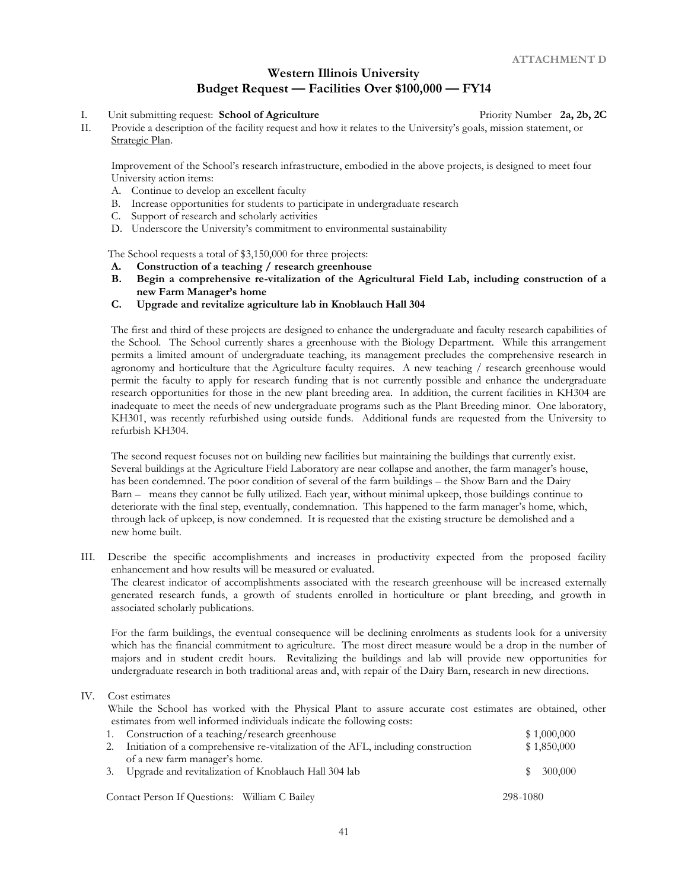ATTACHMENT D

# Western Illinois University
## Budget Request — Facilities Over $100,000 — FY14

I. Unit submitting request: **School of Agriculture** Priority Number **2a, 2b, 2C**

II. Provide a description of the facility request and how it relates to the University's goals, mission statement, or Strategic Plan.

Improvement of the School's research infrastructure, embodied in the above projects, is designed to meet four University action items:

A. Continue to develop an excellent faculty
B. Increase opportunities for students to participate in undergraduate research
C. Support of research and scholarly activities
D. Underscore the University's commitment to environmental sustainability

The School requests a total of $3,150,000 for three projects:

**A. Construction of a teaching / research greenhouse**
**B. Begin a comprehensive re-vitalization of the Agricultural Field Lab, including construction of a new Farm Manager's home**
**C. Upgrade and revitalize agriculture lab in Knoblauch Hall 304**

The first and third of these projects are designed to enhance the undergraduate and faculty research capabilities of the School. The School currently shares a greenhouse with the Biology Department. While this arrangement permits a limited amount of undergraduate teaching, its management precludes the comprehensive research in agronomy and horticulture that the Agriculture faculty requires. A new teaching / research greenhouse would permit the faculty to apply for research funding that is not currently possible and enhance the undergraduate research opportunities for those in the new plant breeding area. In addition, the current facilities in KH304 are inadequate to meet the needs of new undergraduate programs such as the Plant Breeding minor. One laboratory, KH301, was recently refurbished using outside funds. Additional funds are requested from the University to refurbish KH304.

The second request focuses not on building new facilities but maintaining the buildings that currently exist. Several buildings at the Agriculture Field Laboratory are near collapse and another, the farm manager's house, has been condemned. The poor condition of several of the farm buildings – the Show Barn and the Dairy Barn – means they cannot be fully utilized. Each year, without minimal upkeep, those buildings continue to deteriorate with the final step, eventually, condemnation. This happened to the farm manager's home, which, through lack of upkeep, is now condemned. It is requested that the existing structure be demolished and a new home built.

III. Describe the specific accomplishments and increases in productivity expected from the proposed facility enhancement and how results will be measured or evaluated.

The clearest indicator of accomplishments associated with the research greenhouse will be increased externally generated research funds, a growth of students enrolled in horticulture or plant breeding, and growth in associated scholarly publications.

For the farm buildings, the eventual consequence will be declining enrolments as students look for a university which has the financial commitment to agriculture. The most direct measure would be a drop in the number of majors and in student credit hours. Revitalizing the buildings and lab will provide new opportunities for undergraduate research in both traditional areas and, with repair of the Dairy Barn, research in new directions.

IV. Cost estimates

While the School has worked with the Physical Plant to assure accurate cost estimates are obtained, other estimates from well informed individuals indicate the following costs:

| | |
|---|---|
| 1. Construction of a teaching/research greenhouse | $ 1,000,000 |
| 2. Initiation of a comprehensive re-vitalization of the AFL, including construction of a new farm manager's home. | $ 1,850,000 |
| 3. Upgrade and revitalization of Knoblauch Hall 304 lab | $ 300,000 |

Contact Person If Questions: William C Bailey 298-1080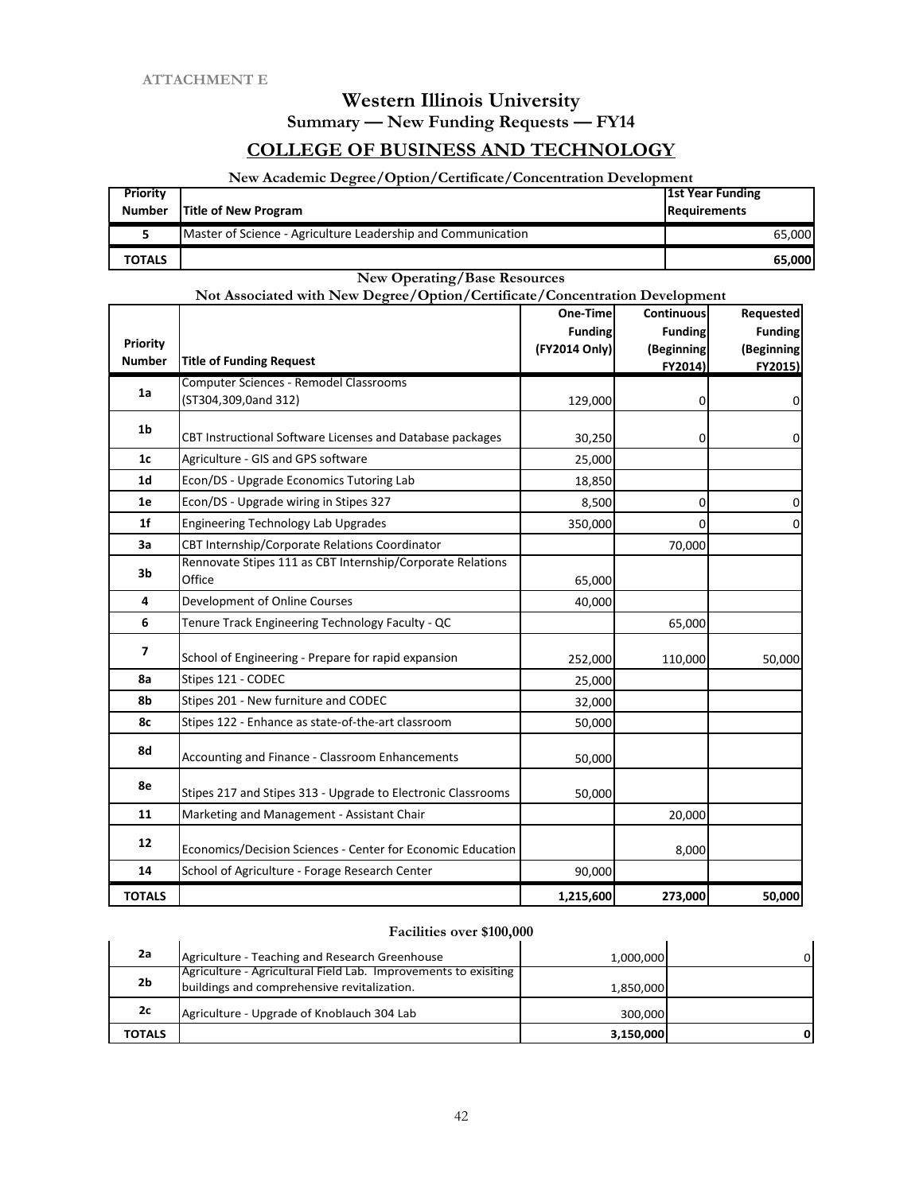ATTACHMENT E

# Western Illinois University

## Summary — New Funding Requests — FY14

## COLLEGE OF BUSINESS AND TECHNOLOGY

### New Academic Degree/Option/Certificate/Concentration Development

| Priority Number | Title of New Program | 1st Year Funding Requirements |
|---|---|---|
| 5 | Master of Science - Agriculture Leadership and Communication | 65,000 |
| TOTALS | | 65,000 |

### New Operating/Base Resources
### Not Associated with New Degree/Option/Certificate/Concentration Development

| Priority Number | Title of Funding Request | One-Time Funding (FY2014 Only) | Continuous Funding (Beginning FY2014) | Requested Funding (Beginning FY2015) |
|---|---|---|---|---|
| 1a | Computer Sciences - Remodel Classrooms (ST304,309,0and 312) | 129,000 | 0 | 0 |
| 1b | CBT Instructional Software Licenses and Database packages | 30,250 | 0 | 0 |
| 1c | Agriculture - GIS and GPS software | 25,000 | | |
| 1d | Econ/DS - Upgrade Economics Tutoring Lab | 18,850 | | |
| 1e | Econ/DS - Upgrade wiring in Stipes 327 | 8,500 | 0 | 0 |
| 1f | Engineering Technology Lab Upgrades | 350,000 | 0 | 0 |
| 3a | CBT Internship/Corporate Relations Coordinator | | 70,000 | |
| 3b | Rennovate Stipes 111 as CBT Internship/Corporate Relations Office | 65,000 | | |
| 4 | Development of Online Courses | 40,000 | | |
| 6 | Tenure Track Engineering Technology Faculty - QC | | 65,000 | |
| 7 | School of Engineering - Prepare for rapid expansion | 252,000 | 110,000 | 50,000 |
| 8a | Stipes 121 - CODEC | 25,000 | | |
| 8b | Stipes 201 - New furniture and CODEC | 32,000 | | |
| 8c | Stipes 122 - Enhance as state-of-the-art classroom | 50,000 | | |
| 8d | Accounting and Finance - Classroom Enhancements | 50,000 | | |
| 8e | Stipes 217 and Stipes 313 - Upgrade to Electronic Classrooms | 50,000 | | |
| 11 | Marketing and Management - Assistant Chair | | 20,000 | |
| 12 | Economics/Decision Sciences - Center for Economic Education | | 8,000 | |
| 14 | School of Agriculture - Forage Research Center | 90,000 | | |
| TOTALS | | 1,215,600 | 273,000 | 50,000 |

### Facilities over $100,000

| | | | |
|---|---|---|---|
| 2a | Agriculture - Teaching and Research Greenhouse | 1,000,000 | 0 |
| 2b | Agriculture - Agricultural Field Lab. Improvements to exisiting buildings and comprehensive revitalization. | 1,850,000 | |
| 2c | Agriculture - Upgrade of Knoblauch 304 Lab | 300,000 | |
| TOTALS | | 3,150,000 | 0 |